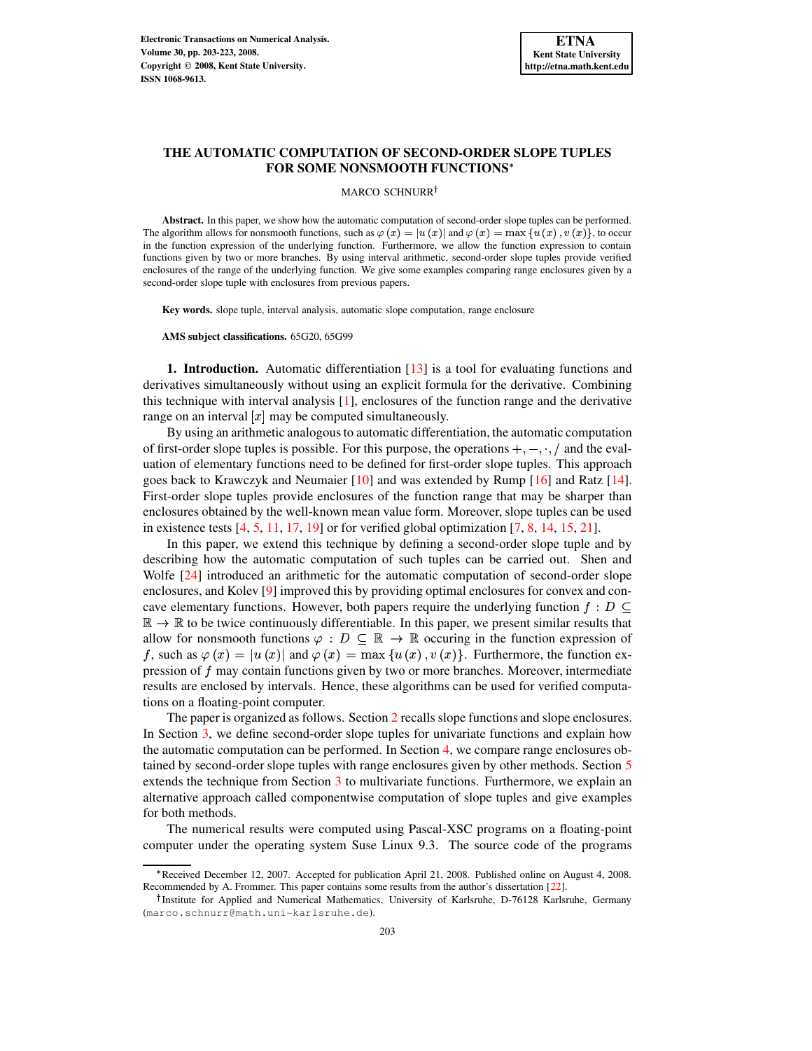# THE AUTOMATIC COMPUTATION OF SECOND-ORDER SLOPE TUPLES FOR SOME NONSMOOTH FUNCTIONS*

MARCO SCHNURR†

**Abstract.** In this paper, we show how the automatic computation of second-order slope tuples can be performed. The algorithm allows for nonsmooth functions, such as $\varphi(x) = |u(x)|$ and $\varphi(x) = \max\{u(x), v(x)\}$, to occur in the function expression of the underlying function. Furthermore, we allow the function expression to contain functions given by two or more branches. By using interval arithmetic, second-order slope tuples provide verified enclosures of the range of the underlying function. We give some examples comparing range enclosures given by a second-order slope tuple with enclosures from previous papers.

**Key words.** slope tuple, interval analysis, automatic slope computation, range enclosure

**AMS subject classifications.** 65G20, 65G99

**1. Introduction.** Automatic differentiation [13] is a tool for evaluating functions and derivatives simultaneously without using an explicit formula for the derivative. Combining this technique with interval analysis [1], enclosures of the function range and the derivative range on an interval $[x]$ may be computed simultaneously.

By using an arithmetic analogous to automatic differentiation, the automatic computation of first-order slope tuples is possible. For this purpose, the operations $+, -, \cdot, /$ and the evaluation of elementary functions need to be defined for first-order slope tuples. This approach goes back to Krawczyk and Neumaier [10] and was extended by Rump [16] and Ratz [14]. First-order slope tuples provide enclosures of the function range that may be sharper than enclosures obtained by the well-known mean value form. Moreover, slope tuples can be used in existence tests [4, 5, 11, 17, 19] or for verified global optimization [7, 8, 14, 15, 21].

In this paper, we extend this technique by defining a second-order slope tuple and by describing how the automatic computation of such tuples can be carried out. Shen and Wolfe [24] introduced an arithmetic for the automatic computation of second-order slope enclosures, and Kolev [9] improved this by providing optimal enclosures for convex and concave elementary functions. However, both papers require the underlying function $f : D \subseteq \mathbb{R} \to \mathbb{R}$ to be twice continuously differentiable. In this paper, we present similar results that allow for nonsmooth functions $\varphi : D \subseteq \mathbb{R} \to \mathbb{R}$ occuring in the function expression of $f$, such as $\varphi(x) = |u(x)|$ and $\varphi(x) = \max\{u(x), v(x)\}$. Furthermore, the function expression of $f$ may contain functions given by two or more branches. Moreover, intermediate results are enclosed by intervals. Hence, these algorithms can be used for verified computations on a floating-point computer.

The paper is organized as follows. Section 2 recalls slope functions and slope enclosures. In Section 3, we define second-order slope tuples for univariate functions and explain how the automatic computation can be performed. In Section 4, we compare range enclosures obtained by second-order slope tuples with range enclosures given by other methods. Section 5 extends the technique from Section 3 to multivariate functions. Furthermore, we explain an alternative approach called componentwise computation of slope tuples and give examples for both methods.

The numerical results were computed using Pascal-XSC programs on a floating-point computer under the operating system Suse Linux 9.3. The source code of the programs

---

*Received December 12, 2007. Accepted for publication April 21, 2008. Published online on August 4, 2008. Recommended by A. Frommer. This paper contains some results from the author's dissertation [22].

†Institute for Applied and Numerical Mathematics, University of Karlsruhe, D-76128 Karlsruhe, Germany (marco.schnurr@math.uni-karlsruhe.de).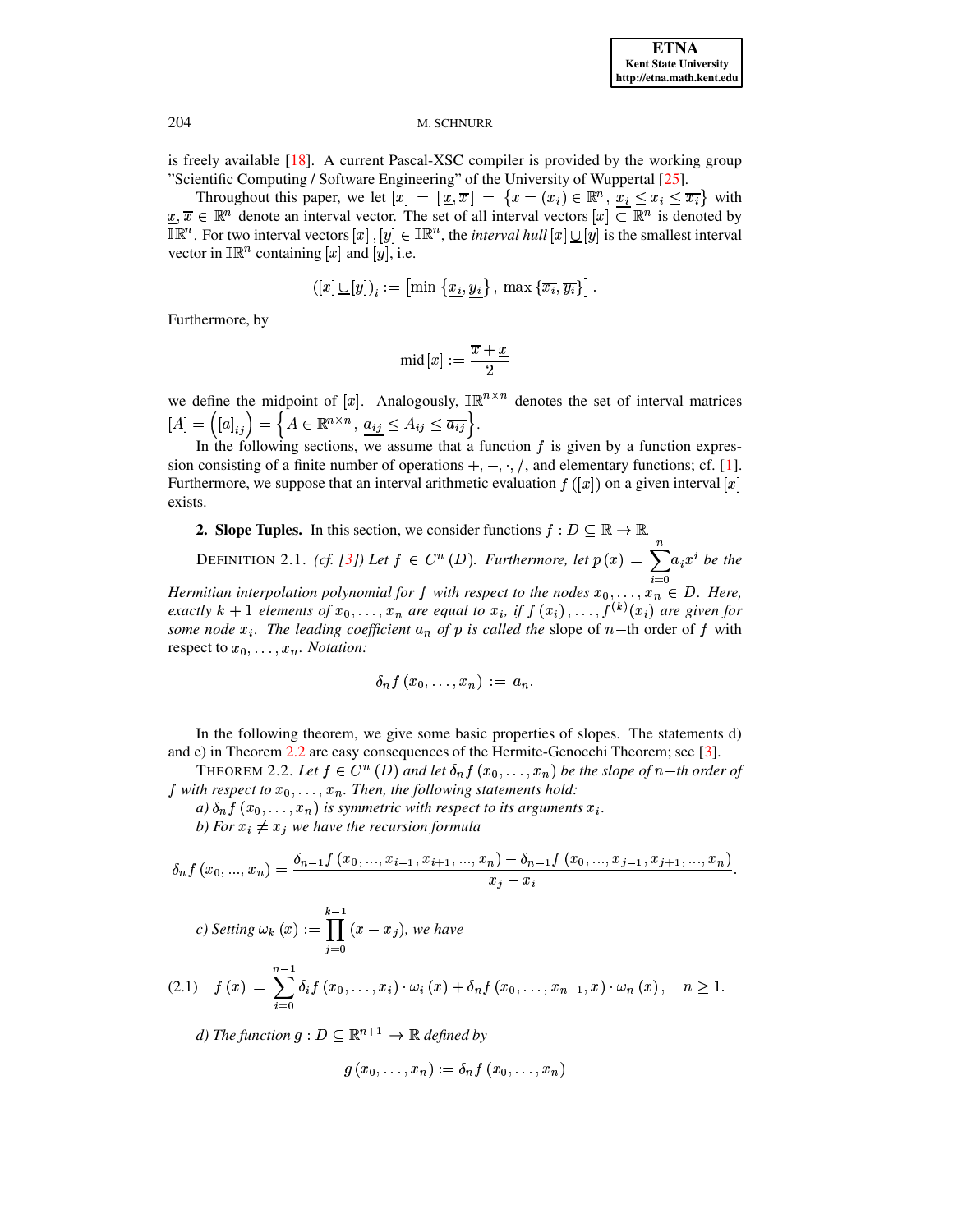is freely available [18]. A current Pascal-XSC compiler is provided by the working group "Scientific Computing / Software Engineering" of the University of Wuppertal [25].

Throughout this paper, we let $[x] = [\underline{x}, \overline{x}] = \{x = (x_i) \in \mathbb{R}^n, \underline{x_i} \le x_i \le \overline{x_i}\}$ with $\underline{x}, \overline{x} \in \mathbb{R}^n$ denote an interval vector. The set of all interval vectors $[x] \subset \mathbb{R}^n$ is denoted by $\mathbb{IR}^n$. For two interval vectors $[x], [y] \in \mathbb{IR}^n$, the *interval hull* $[x] \underline{\cup} [y]$ is the smallest interval vector in $\mathbb{IR}^n$ containing $[x]$ and $[y]$, i.e.

$$([x] \underline{\cup} [y])_i := \left[\min\left\{\underline{x_i}, \underline{y_i}\right\}, \max\left\{\overline{x_i}, \overline{y_i}\right\}\right].$$

Furthermore, by

$$\operatorname{mid}[x] := \frac{\overline{x} + \underline{x}}{2}$$

we define the midpoint of $[x]$. Analogously, $\mathbb{IR}^{n \times n}$ denotes the set of interval matrices $[A] = \left([a]_{ij}\right) = \left\{A \in \mathbb{R}^{n \times n}, \underline{a_{ij}} \le A_{ij} \le \overline{a_{ij}}\right\}$.

In the following sections, we assume that a function $f$ is given by a function expression consisting of a finite number of operations $+, -, \cdot, /$, and elementary functions; cf. [1]. Furthermore, we suppose that an interval arithmetic evaluation $f([x])$ on a given interval $[x]$ exists.

## 2. Slope Tuples.

In this section, we consider functions $f : D \subseteq \mathbb{R} \to \mathbb{R}$.

DEFINITION 2.1. *(cf. [3]) Let $f \in C^n(D)$. Furthermore, let $p(x) = \sum_{i=0}^{n} a_i x^i$ be the Hermitian interpolation polynomial for $f$ with respect to the nodes $x_0, \ldots, x_n \in D$. Here, exactly $k+1$ elements of $x_0, \ldots, x_n$ are equal to $x_i$, if $f(x_i), \ldots, f^{(k)}(x_i)$ are given for some node $x_i$. The leading coefficient $a_n$ of $p$ is called the* slope *of $n-$th order of $f$ with respect to $x_0, \ldots, x_n$. Notation:*

$$\delta_n f(x_0, \ldots, x_n) := a_n.$$

In the following theorem, we give some basic properties of slopes. The statements d) and e) in Theorem 2.2 are easy consequences of the Hermite-Genocchi Theorem; see [3].

THEOREM 2.2. *Let $f \in C^n(D)$ and let $\delta_n f(x_0, \ldots, x_n)$ be the slope of $n-$th order of $f$ with respect to $x_0, \ldots, x_n$. Then, the following statements hold:*

*a) $\delta_n f(x_0, \ldots, x_n)$ is symmetric with respect to its arguments $x_i$.*

*b) For $x_i \ne x_j$ we have the recursion formula*

$$\delta_n f(x_0, ..., x_n) = \frac{\delta_{n-1} f(x_0, ..., x_{i-1}, x_{i+1}, ..., x_n) - \delta_{n-1} f(x_0, ..., x_{j-1}, x_{j+1}, ..., x_n)}{x_j - x_i}.$$

*c) Setting $\omega_k(x) := \prod_{j=0}^{k-1}(x - x_j)$, we have*

$$f(x) = \sum_{i=0}^{n-1} \delta_i f(x_0, \ldots, x_i) \cdot \omega_i(x) + \delta_n f(x_0, \ldots, x_{n-1}, x) \cdot \omega_n(x), \quad n \ge 1. \tag{2.1}$$

*d) The function $g : D \subseteq \mathbb{R}^{n+1} \to \mathbb{R}$ defined by*

$$g(x_0, \ldots, x_n) := \delta_n f(x_0, \ldots, x_n)$$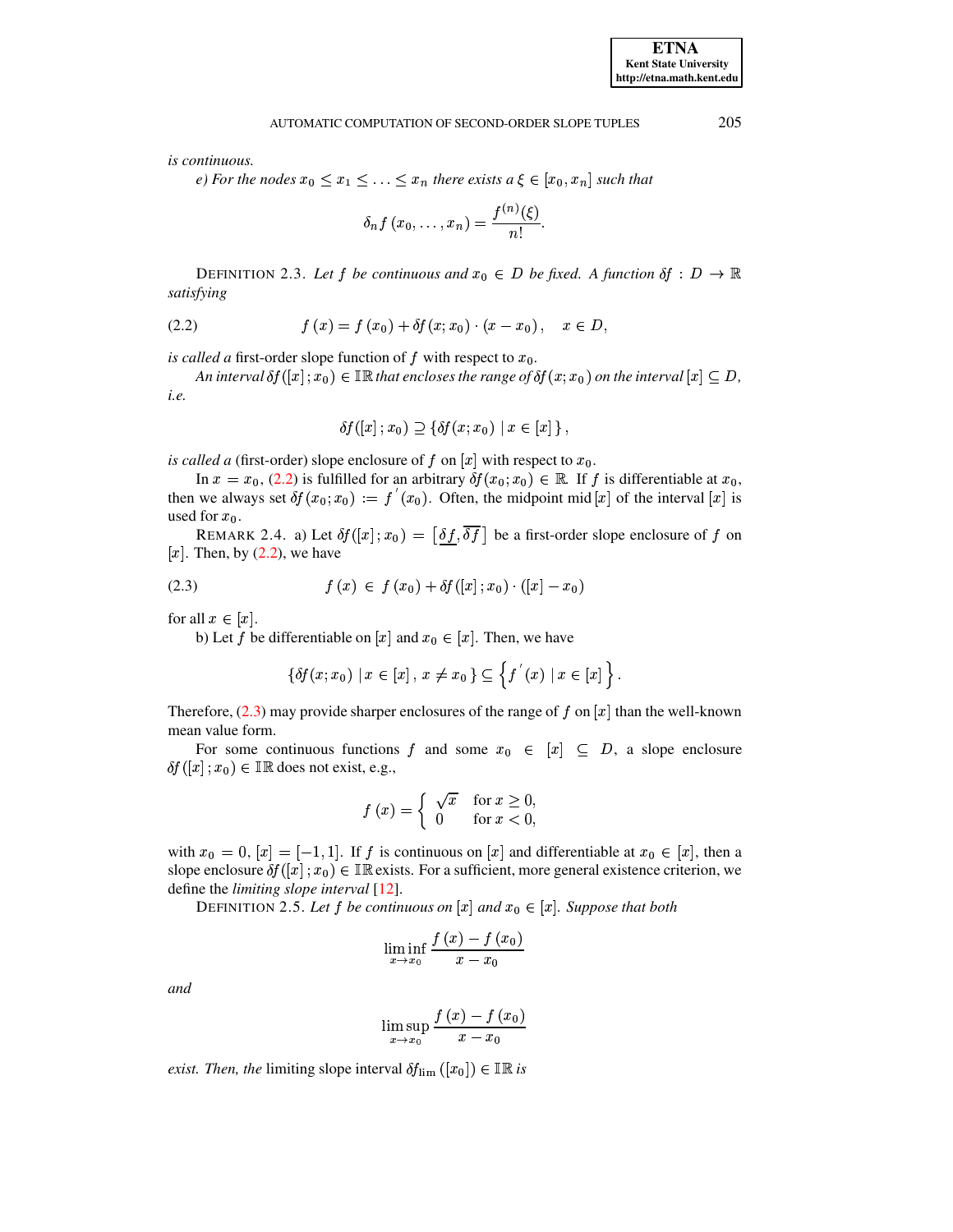*is continuous.*

*e) For the nodes $x_0 \leq x_1 \leq \ldots \leq x_n$ there exists a $\xi \in [x_0, x_n]$ such that*

$$\delta_n f(x_0, \ldots, x_n) = \frac{f^{(n)}(\xi)}{n!}.$$

DEFINITION 2.3. *Let $f$ be continuous and $x_0 \in D$ be fixed. A function $\delta f : D \to \mathbb{R}$ satisfying*

$$f(x) = f(x_0) + \delta f(x; x_0) \cdot (x - x_0), \quad x \in D, \tag{2.2}$$

*is called a* first-order slope function of $f$ with respect to $x_0$.

*An interval $\delta f([x]; x_0) \in \mathbb{IR}$ that encloses the range of $\delta f(x; x_0)$ on the interval $[x] \subseteq D$, i.e.*

$$\delta f([x]; x_0) \supseteq \{\delta f(x; x_0) \mid x \in [x]\},$$

*is called a* (first-order) slope enclosure of $f$ on $[x]$ with respect to $x_0$.

In $x = x_0$, (2.2) is fulfilled for an arbitrary $\delta f(x_0; x_0) \in \mathbb{R}$. If $f$ is differentiable at $x_0$, then we always set $\delta f(x_0; x_0) := f'(x_0)$. Often, the midpoint mid $[x]$ of the interval $[x]$ is used for $x_0$.

REMARK 2.4. a) Let $\delta f([x]; x_0) = [\underline{\delta f}, \overline{\delta f}]$ be a first-order slope enclosure of $f$ on $[x]$. Then, by (2.2), we have

$$f(x) \in f(x_0) + \delta f([x]; x_0) \cdot ([x] - x_0) \tag{2.3}$$

for all $x \in [x]$.

b) Let $f$ be differentiable on $[x]$ and $x_0 \in [x]$. Then, we have

$$\{\delta f(x; x_0) \mid x \in [x], x \neq x_0\} \subseteq \left\{ f'(x) \mid x \in [x] \right\}.$$

Therefore, (2.3) may provide sharper enclosures of the range of $f$ on $[x]$ than the well-known mean value form.

For some continuous functions $f$ and some $x_0 \in [x] \subseteq D$, a slope enclosure $\delta f([x]; x_0) \in \mathbb{IR}$ does not exist, e.g.,

$$f(x) = \begin{cases} \sqrt{x} & \text{for } x \geq 0, \\ 0 & \text{for } x < 0, \end{cases}$$

with $x_0 = 0$, $[x] = [-1, 1]$. If $f$ is continuous on $[x]$ and differentiable at $x_0 \in [x]$, then a slope enclosure $\delta f([x]; x_0) \in \mathbb{IR}$ exists. For a sufficient, more general existence criterion, we define the *limiting slope interval* [12].

DEFINITION 2.5. *Let $f$ be continuous on $[x]$ and $x_0 \in [x]$. Suppose that both*

$$\liminf_{x \to x_0} \frac{f(x) - f(x_0)}{x - x_0}$$

*and*

$$\limsup_{x \to x_0} \frac{f(x) - f(x_0)}{x - x_0}$$

*exist. Then, the* limiting slope interval $\delta f_{\lim}([x_0]) \in \mathbb{IR}$ *is*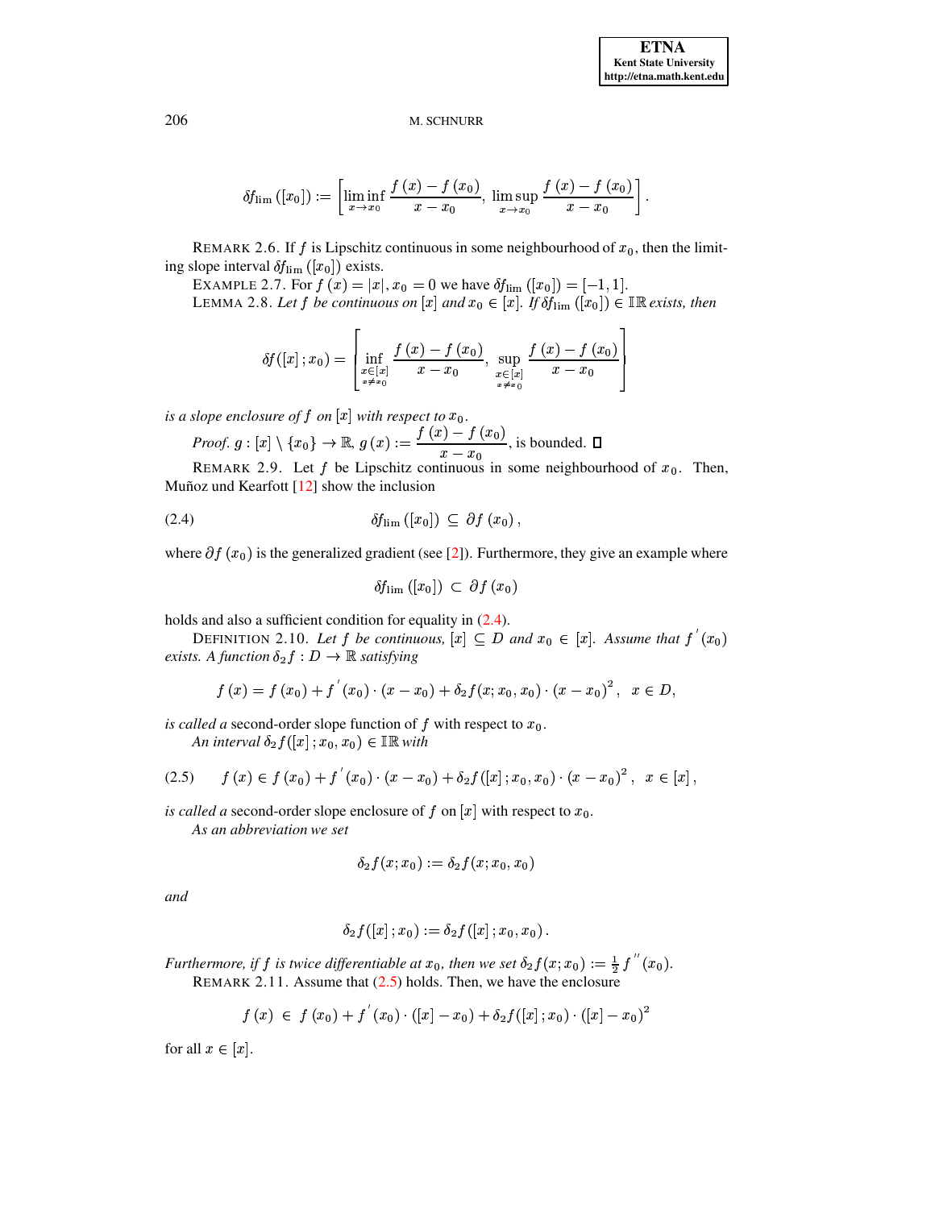$$\delta f_{\lim}\left([x_0]\right) := \left[\liminf_{x \to x_0} \frac{f(x) - f(x_0)}{x - x_0},\ \limsup_{x \to x_0} \frac{f(x) - f(x_0)}{x - x_0}\right].$$

REMARK 2.6. If $f$ is Lipschitz continuous in some neighbourhood of $x_0$, then the limiting slope interval $\delta f_{\lim}\left([x_0]\right)$ exists.

EXAMPLE 2.7. For $f(x) = |x|$, $x_0 = 0$ we have $\delta f_{\lim}\left([x_0]\right) = [-1, 1]$.

LEMMA 2.8. *Let $f$ be continuous on $[x]$ and $x_0 \in [x]$. If $\delta f_{\lim}\left([x_0]\right) \in \mathbb{IR}$ exists, then*

$$\delta f\left([x]\,; x_0\right) = \left[\inf_{\substack{x \in [x] \\ x \neq x_0}} \frac{f(x) - f(x_0)}{x - x_0},\ \sup_{\substack{x \in [x] \\ x \neq x_0}} \frac{f(x) - f(x_0)}{x - x_0}\right]$$

*is a slope enclosure of $f$ on $[x]$ with respect to $x_0$.*

*Proof.* $g : [x] \setminus \{x_0\} \to \mathbb{R}$, $g(x) := \dfrac{f(x) - f(x_0)}{x - x_0}$, is bounded. ∎

REMARK 2.9. Let $f$ be Lipschitz continuous in some neighbourhood of $x_0$. Then, Muñoz und Kearfott [12] show the inclusion

$$\delta f_{\lim}\left([x_0]\right) \subseteq \partial f(x_0)\,, \tag{2.4}$$

where $\partial f(x_0)$ is the generalized gradient (see [2]). Furthermore, they give an example where

$$\delta f_{\lim}\left([x_0]\right) \subset \partial f(x_0)$$

holds and also a sufficient condition for equality in (2.4).

DEFINITION 2.10. *Let $f$ be continuous, $[x] \subseteq D$ and $x_0 \in [x]$. Assume that $f'(x_0)$ exists. A function $\delta_2 f : D \to \mathbb{R}$ satisfying*

$$f(x) = f(x_0) + f'(x_0) \cdot (x - x_0) + \delta_2 f(x; x_0, x_0) \cdot (x - x_0)^2\,,\ \ x \in D,$$

*is called a* second-order slope function of $f$ with respect to $x_0$.

*An interval $\delta_2 f\left([x]\,; x_0, x_0\right) \in \mathbb{IR}$ with*

$$f(x) \in f(x_0) + f'(x_0) \cdot (x - x_0) + \delta_2 f\left([x]\,; x_0, x_0\right) \cdot (x - x_0)^2\,,\ \ x \in [x]\,, \tag{2.5}$$

*is called a* second-order slope enclosure of $f$ on $[x]$ with respect to $x_0$.

*As an abbreviation we set*

$$\delta_2 f(x; x_0) := \delta_2 f(x; x_0, x_0)$$

*and*

$$\delta_2 f\left([x]\,; x_0\right) := \delta_2 f\left([x]\,; x_0, x_0\right).$$

*Furthermore, if $f$ is twice differentiable at $x_0$, then we set $\delta_2 f(x; x_0) := \frac{1}{2} f''(x_0)$.*

REMARK 2.11. Assume that (2.5) holds. Then, we have the enclosure

$$f(x) \ \in\ f(x_0) + f'(x_0) \cdot ([x] - x_0) + \delta_2 f([x]\,; x_0) \cdot ([x] - x_0)^2$$

for all $x \in [x]$.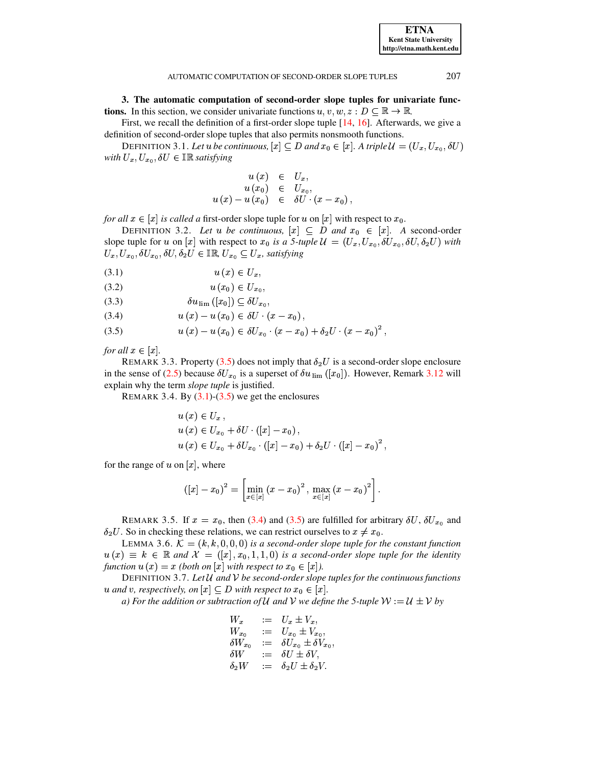**3. The automatic computation of second-order slope tuples for univariate functions.** In this section, we consider univariate functions $u, v, w, z : D \subseteq \mathbb{R} \to \mathbb{R}$.

First, we recall the definition of a first-order slope tuple [14, 16]. Afterwards, we give a definition of second-order slope tuples that also permits nonsmooth functions.

DEFINITION 3.1. *Let $u$ be continuous, $[x] \subseteq D$ and $x_0 \in [x]$. A triple $\mathcal{U} = (U_x, U_{x_0}, \delta U)$ with $U_x, U_{x_0}, \delta U \in \mathbb{IR}$ satisfying*

$$
\begin{aligned}
u(x) &\in U_x, \\
u(x_0) &\in U_{x_0}, \\
u(x) - u(x_0) &\in \delta U \cdot (x - x_0),
\end{aligned}
$$

*for all $x \in [x]$ is called a* first-order slope tuple for $u$ on $[x]$ with respect to $x_0$.

DEFINITION 3.2. *Let $u$ be continuous, $[x] \subseteq D$ and $x_0 \in [x]$. A* second-order slope tuple for $u$ on $[x]$ with respect to $x_0$ *is a 5-tuple $\mathcal{U} = (U_x, U_{x_0}, \delta U_{x_0}, \delta U, \delta_2 U)$ with $U_x, U_{x_0}, \delta U_{x_0}, \delta U, \delta_2 U \in \mathbb{IR}$, $U_{x_0} \subseteq U_x$, satisfying*

$$u(x) \in U_x, \tag{3.1}$$

$$u(x_0) \in U_{x_0}, \tag{3.2}$$

$$\delta u_{\lim}([x_0]) \subseteq \delta U_{x_0}, \tag{3.3}$$

$$u(x) - u(x_0) \in \delta U \cdot (x - x_0), \tag{3.4}$$

$$u(x) - u(x_0) \in \delta U_{x_0} \cdot (x - x_0) + \delta_2 U \cdot (x - x_0)^2, \tag{3.5}$$

*for all $x \in [x]$.*

REMARK 3.3. Property (3.5) does not imply that $\delta_2 U$ is a second-order slope enclosure in the sense of (2.5) because $\delta U_{x_0}$ is a superset of $\delta u_{\lim}([x_0])$. However, Remark 3.12 will explain why the term *slope tuple* is justified.

REMARK 3.4. By (3.1)-(3.5) we get the enclosures

$$
\begin{aligned}
&u(x) \in U_x, \\
&u(x) \in U_{x_0} + \delta U \cdot ([x] - x_0), \\
&u(x) \in U_{x_0} + \delta U_{x_0} \cdot ([x] - x_0) + \delta_2 U \cdot ([x] - x_0)^2,
\end{aligned}
$$

for the range of $u$ on $[x]$, where

$$([x] - x_0)^2 = \left[ \min_{x \in [x]} (x - x_0)^2, \max_{x \in [x]} (x - x_0)^2 \right].$$

REMARK 3.5. If $x = x_0$, then (3.4) and (3.5) are fulfilled for arbitrary $\delta U$, $\delta U_{x_0}$ and $\delta_2 U$. So in checking these relations, we can restrict ourselves to $x \neq x_0$.

LEMMA 3.6. *$\mathcal{K} = (k, k, 0, 0, 0)$ is a second-order slope tuple for the constant function $u(x) \equiv k \in \mathbb{R}$ and $\mathcal{X} = ([x], x_0, 1, 1, 0)$ is a second-order slope tuple for the identity function $u(x) = x$ (both on $[x]$ with respect to $x_0 \in [x]$).*

DEFINITION 3.7. *Let $\mathcal{U}$ and $\mathcal{V}$ be second-order slope tuples for the continuous functions $u$ and $v$, respectively, on $[x] \subseteq D$ with respect to $x_0 \in [x]$.*

*a) For the addition or subtraction of $\mathcal{U}$ and $\mathcal{V}$ we define the 5-tuple $\mathcal{W} := \mathcal{U} \pm \mathcal{V}$ by*

$$
\begin{aligned}
W_x &:= U_x \pm V_x, \\
W_{x_0} &:= U_{x_0} \pm V_{x_0}, \\
\delta W_{x_0} &:= \delta U_{x_0} \pm \delta V_{x_0}, \\
\delta W &:= \delta U \pm \delta V, \\
\delta_2 W &:= \delta_2 U \pm \delta_2 V.
\end{aligned}
$$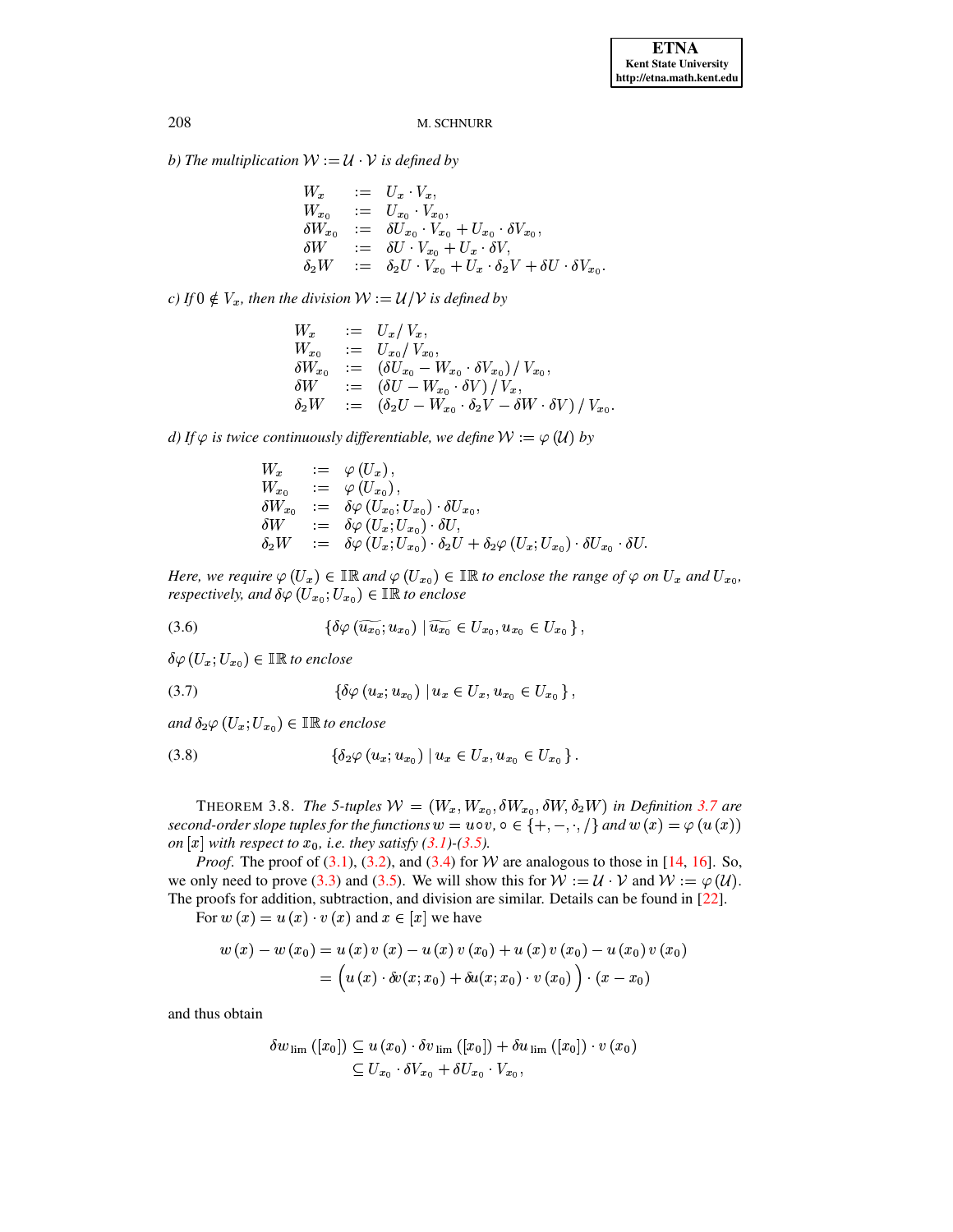*b) The multiplication $\mathcal{W} := \mathcal{U} \cdot \mathcal{V}$ is defined by*

$$
\begin{array}{lcl}
W_x & := & U_x \cdot V_x, \\
W_{x_0} & := & U_{x_0} \cdot V_{x_0}, \\
\delta W_{x_0} & := & \delta U_{x_0} \cdot V_{x_0} + U_{x_0} \cdot \delta V_{x_0}, \\
\delta W & := & \delta U \cdot V_{x_0} + U_x \cdot \delta V, \\
\delta_2 W & := & \delta_2 U \cdot V_{x_0} + U_x \cdot \delta_2 V + \delta U \cdot \delta V_{x_0}.
\end{array}
$$

*c) If $0 \notin V_x$, then the division $\mathcal{W} := \mathcal{U} / \mathcal{V}$ is defined by*

$$
\begin{array}{lcl}
W_x & := & U_x / V_x, \\
W_{x_0} & := & U_{x_0} / V_{x_0}, \\
\delta W_{x_0} & := & \left(\delta U_{x_0} - W_{x_0} \cdot \delta V_{x_0}\right) / V_{x_0}, \\
\delta W & := & \left(\delta U - W_{x_0} \cdot \delta V\right) / V_x, \\
\delta_2 W & := & \left(\delta_2 U - W_{x_0} \cdot \delta_2 V - \delta W \cdot \delta V\right) / V_{x_0}.
\end{array}
$$

*d) If $\varphi$ is twice continuously differentiable, we define $\mathcal{W} := \varphi\left(\mathcal{U}\right)$ by*

$$
\begin{array}{lcl}
W_x & := & \varphi\left(U_x\right), \\
W_{x_0} & := & \varphi\left(U_{x_0}\right), \\
\delta W_{x_0} & := & \delta\varphi\left(U_{x_0}; U_{x_0}\right) \cdot \delta U_{x_0}, \\
\delta W & := & \delta\varphi\left(U_x; U_{x_0}\right) \cdot \delta U, \\
\delta_2 W & := & \delta\varphi\left(U_x; U_{x_0}\right) \cdot \delta_2 U + \delta_2\varphi\left(U_x; U_{x_0}\right) \cdot \delta U_{x_0} \cdot \delta U.
\end{array}
$$

*Here, we require $\varphi\left(U_x\right) \in \mathbb{IR}$ and $\varphi\left(U_{x_0}\right) \in \mathbb{IR}$ to enclose the range of $\varphi$ on $U_x$ and $U_{x_0}$, respectively, and $\delta\varphi\left(U_{x_0}; U_{x_0}\right) \in \mathbb{IR}$ to enclose*

$$
\left\{ \delta\varphi\left(\widetilde{u_{x_0}}; u_{x_0}\right) \mid \widetilde{u_{x_0}} \in U_{x_0}, u_{x_0} \in U_{x_0} \right\}, \tag{3.6}
$$

*$\delta\varphi\left(U_x; U_{x_0}\right) \in \mathbb{IR}$ to enclose*

$$
\left\{ \delta\varphi\left(u_x; u_{x_0}\right) \mid u_x \in U_x, u_{x_0} \in U_{x_0} \right\}, \tag{3.7}
$$

*and $\delta_2\varphi\left(U_x; U_{x_0}\right) \in \mathbb{IR}$ to enclose*

$$
\left\{ \delta_2\varphi\left(u_x; u_{x_0}\right) \mid u_x \in U_x, u_{x_0} \in U_{x_0} \right\}. \tag{3.8}
$$

THEOREM 3.8. *The 5-tuples $\mathcal{W} = \left(W_x, W_{x_0}, \delta W_{x_0}, \delta W, \delta_2 W\right)$ in Definition 3.7 are second-order slope tuples for the functions $w = u \circ v$, $\circ \in \{+, -, \cdot, /\}$ and $w\left(x\right) = \varphi\left(u\left(x\right)\right)$ on $[x]$ with respect to $x_0$, i.e. they satisfy (3.1)-(3.5).*

*Proof.* The proof of (3.1), (3.2), and (3.4) for $\mathcal{W}$ are analogous to those in [14, 16]. So, we only need to prove (3.3) and (3.5). We will show this for $\mathcal{W} := \mathcal{U} \cdot \mathcal{V}$ and $\mathcal{W} := \varphi\left(\mathcal{U}\right)$. The proofs for addition, subtraction, and division are similar. Details can be found in [22].

For $w\left(x\right) = u\left(x\right) \cdot v\left(x\right)$ and $x \in [x]$ we have

$$
\begin{aligned}
w\left(x\right) - w\left(x_0\right) &= u\left(x\right) v\left(x\right) - u\left(x\right) v\left(x_0\right) + u\left(x\right) v\left(x_0\right) - u\left(x_0\right) v\left(x_0\right) \\
&= \Big( u\left(x\right) \cdot \delta v(x; x_0) + \delta u(x; x_0) \cdot v\left(x_0\right) \Big) \cdot \left(x - x_0\right)
\end{aligned}
$$

and thus obtain

$$
\begin{aligned}
\delta w_{\lim}\left([x_0]\right) &\subseteq u\left(x_0\right) \cdot \delta v_{\lim}\left([x_0]\right) + \delta u_{\lim}\left([x_0]\right) \cdot v\left(x_0\right) \\
&\subseteq U_{x_0} \cdot \delta V_{x_0} + \delta U_{x_0} \cdot V_{x_0},
\end{aligned}
$$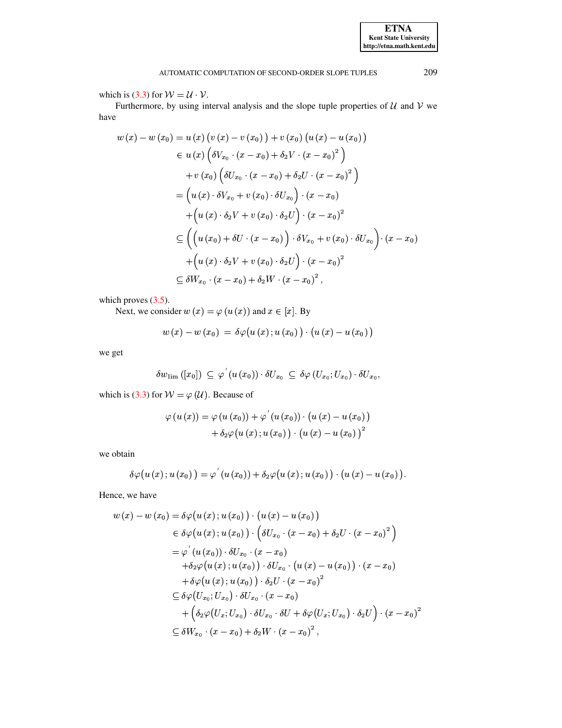which is (3.3) for $\mathcal{W} = \mathcal{U} \cdot \mathcal{V}$.

Furthermore, by using interval analysis and the slope tuple properties of $\mathcal{U}$ and $\mathcal{V}$ we have

$$
\begin{aligned}
w(x) - w(x_0) &= u(x)\big(v(x) - v(x_0)\big) + v(x_0)\big(u(x) - u(x_0)\big) \\
&\in u(x)\Big(\delta V_{x_0} \cdot (x - x_0) + \delta_2 V \cdot (x - x_0)^2\Big) \\
&\quad + v(x_0)\Big(\delta U_{x_0} \cdot (x - x_0) + \delta_2 U \cdot (x - x_0)^2\Big) \\
&= \Big(u(x) \cdot \delta V_{x_0} + v(x_0) \cdot \delta U_{x_0}\Big) \cdot (x - x_0) \\
&\quad + \Big(u(x) \cdot \delta_2 V + v(x_0) \cdot \delta_2 U\Big) \cdot (x - x_0)^2 \\
&\subseteq \Big(\Big(u(x_0) + \delta U \cdot (x - x_0)\Big) \cdot \delta V_{x_0} + v(x_0) \cdot \delta U_{x_0}\Big) \cdot (x - x_0) \\
&\quad + \Big(u(x) \cdot \delta_2 V + v(x_0) \cdot \delta_2 U\Big) \cdot (x - x_0)^2 \\
&\subseteq \delta W_{x_0} \cdot (x - x_0) + \delta_2 W \cdot (x - x_0)^2,
\end{aligned}
$$

which proves (3.5).

Next, we consider $w(x) = \varphi(u(x))$ and $x \in [x]$. By

$$
w(x) - w(x_0) = \delta\varphi\big(u(x); u(x_0)\big) \cdot \big(u(x) - u(x_0)\big)
$$

we get

$$
\delta w_{\lim}([x_0]) \subseteq \varphi'(u(x_0)) \cdot \delta U_{x_0} \subseteq \delta\varphi(U_{x_0}; U_{x_0}) \cdot \delta U_{x_0},
$$

which is (3.3) for $\mathcal{W} = \varphi(\mathcal{U})$. Because of

$$
\begin{aligned}
\varphi(u(x)) &= \varphi(u(x_0)) + \varphi'(u(x_0)) \cdot \big(u(x) - u(x_0)\big) \\
&\quad + \delta_2\varphi\big(u(x); u(x_0)\big) \cdot \big(u(x) - u(x_0)\big)^2
\end{aligned}
$$

we obtain

$$
\delta\varphi\big(u(x); u(x_0)\big) = \varphi'(u(x_0)) + \delta_2\varphi\big(u(x); u(x_0)\big) \cdot \big(u(x) - u(x_0)\big).
$$

Hence, we have

$$
\begin{aligned}
w(x) - w(x_0) &= \delta\varphi\big(u(x); u(x_0)\big) \cdot \big(u(x) - u(x_0)\big) \\
&\in \delta\varphi\big(u(x); u(x_0)\big) \cdot \Big(\delta U_{x_0} \cdot (x - x_0) + \delta_2 U \cdot (x - x_0)^2\Big) \\
&= \varphi'(u(x_0)) \cdot \delta U_{x_0} \cdot (x - x_0) \\
&\quad + \delta_2\varphi\big(u(x); u(x_0)\big) \cdot \delta U_{x_0} \cdot \big(u(x) - u(x_0)\big) \cdot (x - x_0) \\
&\quad + \delta\varphi\big(u(x); u(x_0)\big) \cdot \delta_2 U \cdot (x - x_0)^2 \\
&\subseteq \delta\varphi\big(U_{x_0}; U_{x_0}\big) \cdot \delta U_{x_0} \cdot (x - x_0) \\
&\quad + \Big(\delta_2\varphi\big(U_x; U_{x_0}\big) \cdot \delta U_{x_0} \cdot \delta U + \delta\varphi\big(U_x; U_{x_0}\big) \cdot \delta_2 U\Big) \cdot (x - x_0)^2 \\
&\subseteq \delta W_{x_0} \cdot (x - x_0) + \delta_2 W \cdot (x - x_0)^2,
\end{aligned}
$$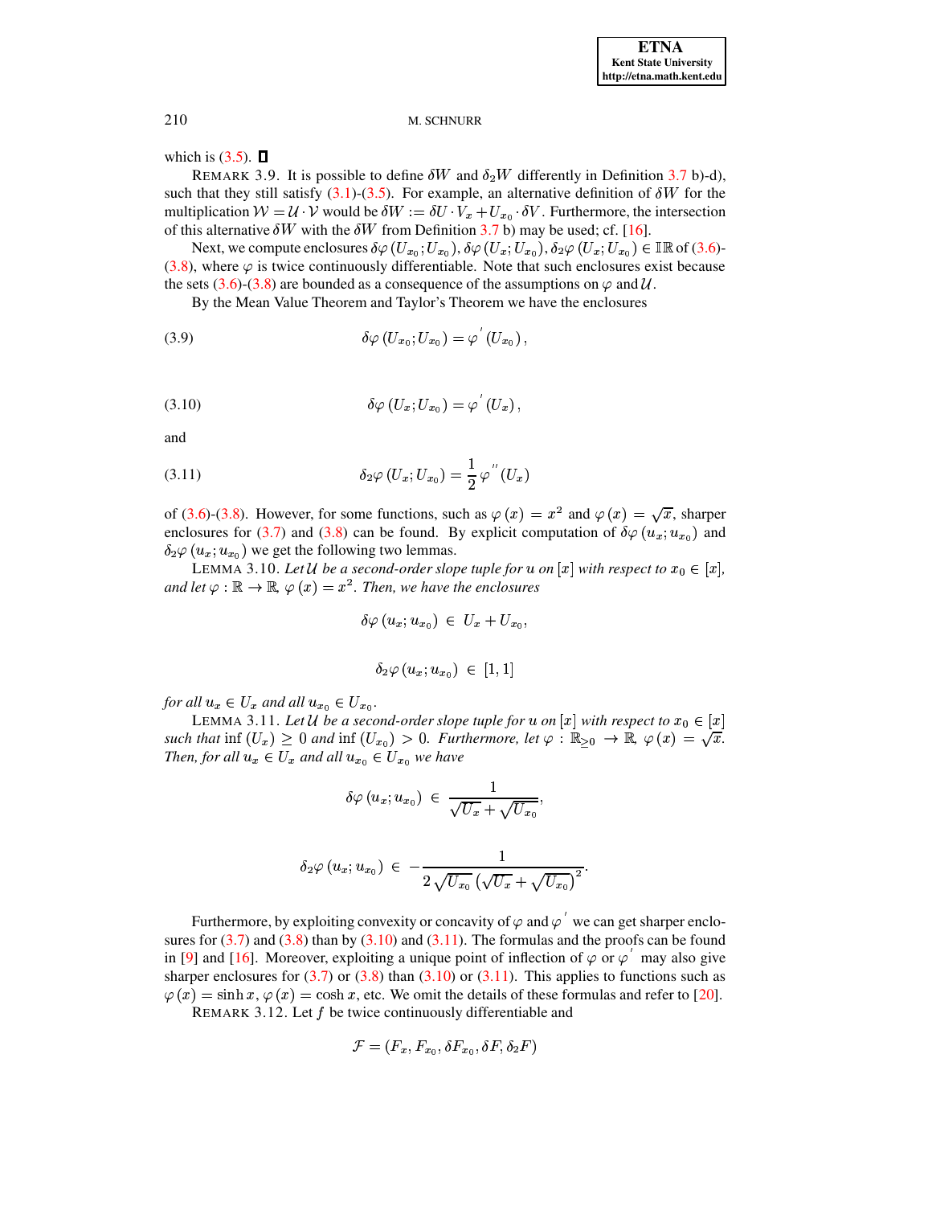which is (3.5). $\square$

REMARK 3.9. It is possible to define $\delta W$ and $\delta_2 W$ differently in Definition 3.7 b)-d), such that they still satisfy (3.1)-(3.5). For example, an alternative definition of $\delta W$ for the multiplication $\mathcal{W} = \mathcal{U} \cdot \mathcal{V}$ would be $\delta W := \delta U \cdot V_x + U_{x_0} \cdot \delta V$. Furthermore, the intersection of this alternative $\delta W$ with the $\delta W$ from Definition 3.7 b) may be used; cf. [16].

Next, we compute enclosures $\delta\varphi\left(U_{x_0}; U_{x_0}\right)$, $\delta\varphi\left(U_x; U_{x_0}\right)$, $\delta_2\varphi\left(U_x; U_{x_0}\right) \in \mathbb{IR}$ of (3.6)-(3.8), where $\varphi$ is twice continuously differentiable. Note that such enclosures exist because the sets (3.6)-(3.8) are bounded as a consequence of the assumptions on $\varphi$ and $\mathcal{U}$.

By the Mean Value Theorem and Taylor's Theorem we have the enclosures

$$\delta\varphi\left(U_{x_0}; U_{x_0}\right) = \varphi'\left(U_{x_0}\right), \tag{3.9}$$

$$\delta\varphi\left(U_x; U_{x_0}\right) = \varphi'\left(U_x\right), \tag{3.10}$$

and

$$\delta_2\varphi\left(U_x; U_{x_0}\right) = \frac{1}{2}\varphi''\left(U_x\right) \tag{3.11}$$

of (3.6)-(3.8). However, for some functions, such as $\varphi(x) = x^2$ and $\varphi(x) = \sqrt{x}$, sharper enclosures for (3.7) and (3.8) can be found. By explicit computation of $\delta\varphi\left(u_x; u_{x_0}\right)$ and $\delta_2\varphi\left(u_x; u_{x_0}\right)$ we get the following two lemmas.

LEMMA 3.10. *Let $\mathcal{U}$ be a second-order slope tuple for $u$ on $[x]$ with respect to $x_0 \in [x]$, and let $\varphi : \mathbb{R} \to \mathbb{R}$, $\varphi(x) = x^2$. Then, we have the enclosures*

$$\delta\varphi\left(u_x; u_{x_0}\right) \in U_x + U_{x_0},$$

$$\delta_2\varphi\left(u_x; u_{x_0}\right) \in [1, 1]$$

*for all $u_x \in U_x$ and all $u_{x_0} \in U_{x_0}$.*

LEMMA 3.11. *Let $\mathcal{U}$ be a second-order slope tuple for $u$ on $[x]$ with respect to $x_0 \in [x]$ such that $\inf\left(U_x\right) \geq 0$ and $\inf\left(U_{x_0}\right) > 0$. Furthermore, let $\varphi : \mathbb{R}_{\geq 0} \to \mathbb{R}$, $\varphi(x) = \sqrt{x}$. Then, for all $u_x \in U_x$ and all $u_{x_0} \in U_{x_0}$ we have*

$$\delta\varphi\left(u_x; u_{x_0}\right) \in \frac{1}{\sqrt{U_x} + \sqrt{U_{x_0}}},$$

$$\delta_2\varphi\left(u_x; u_{x_0}\right) \in -\frac{1}{2\sqrt{U_{x_0}}\left(\sqrt{U_x} + \sqrt{U_{x_0}}\right)^2}.$$

Furthermore, by exploiting convexity or concavity of $\varphi$ and $\varphi'$ we can get sharper enclosures for (3.7) and (3.8) than by (3.10) and (3.11). The formulas and the proofs can be found in [9] and [16]. Moreover, exploiting a unique point of inflection of $\varphi$ or $\varphi'$ may also give sharper enclosures for (3.7) or (3.8) than (3.10) or (3.11). This applies to functions such as $\varphi(x) = \sinh x$, $\varphi(x) = \cosh x$, etc. We omit the details of these formulas and refer to [20].

REMARK 3.12. Let $f$ be twice continuously differentiable and

$$\mathcal{F} = \left(F_x, F_{x_0}, \delta F_{x_0}, \delta F, \delta_2 F\right)$$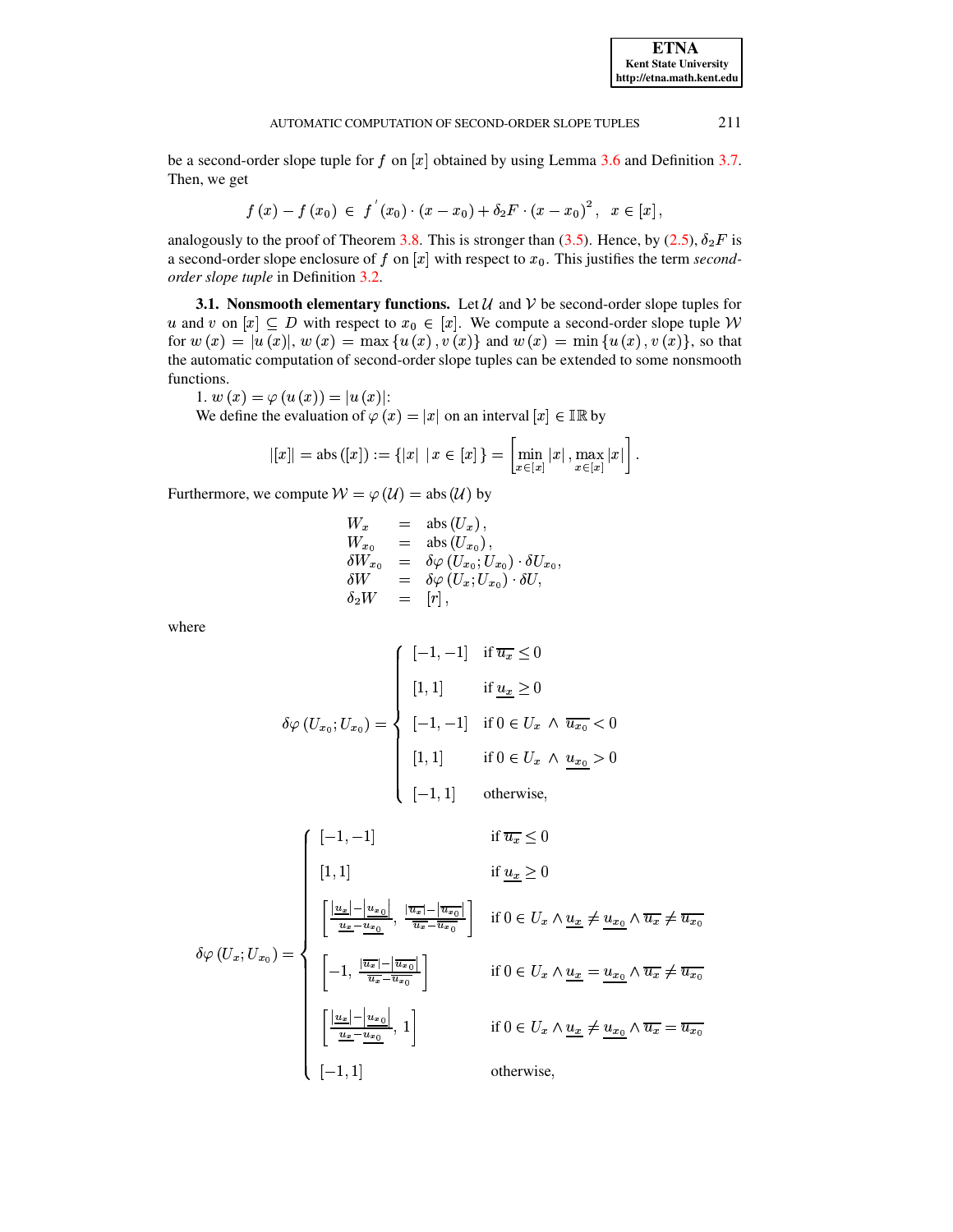be a second-order slope tuple for $f$ on $[x]$ obtained by using Lemma 3.6 and Definition 3.7. Then, we get

$$f(x) - f(x_0) \in f'(x_0) \cdot (x - x_0) + \delta_2 F \cdot (x - x_0)^2, \quad x \in [x],$$

analogously to the proof of Theorem 3.8. This is stronger than (3.5). Hence, by (2.5), $\delta_2 F$ is a second-order slope enclosure of $f$ on $[x]$ with respect to $x_0$. This justifies the term *second-order slope tuple* in Definition 3.2.

**3.1. Nonsmooth elementary functions.** Let $\mathcal{U}$ and $\mathcal{V}$ be second-order slope tuples for $u$ and $v$ on $[x] \subseteq D$ with respect to $x_0 \in [x]$. We compute a second-order slope tuple $\mathcal{W}$ for $w(x) = |u(x)|$, $w(x) = \max\{u(x), v(x)\}$ and $w(x) = \min\{u(x), v(x)\}$, so that the automatic computation of second-order slope tuples can be extended to some nonsmooth functions.

1. $w(x) = \varphi(u(x)) = |u(x)|$:
We define the evaluation of $\varphi(x) = |x|$ on an interval $[x] \in \mathbb{IR}$ by

$$|[x]| = \mathrm{abs}([x]) := \{|x| \mid x \in [x]\} = \left[\min_{x \in [x]} |x|, \max_{x \in [x]} |x|\right].$$

Furthermore, we compute $\mathcal{W} = \varphi(\mathcal{U}) = \mathrm{abs}(\mathcal{U})$ by

$$\begin{aligned}
W_x &= \mathrm{abs}(U_x), \\
W_{x_0} &= \mathrm{abs}(U_{x_0}), \\
\delta W_{x_0} &= \delta\varphi(U_{x_0}; U_{x_0}) \cdot \delta U_{x_0}, \\
\delta W &= \delta\varphi(U_x; U_{x_0}) \cdot \delta U, \\
\delta_2 W &= [r],
\end{aligned}$$

where

$$\delta\varphi(U_{x_0}; U_{x_0}) = \begin{cases}
[-1, -1] & \text{if } \overline{u_x} \leq 0 \\
[1, 1] & \text{if } \underline{u_x} \geq 0 \\
[-1, -1] & \text{if } 0 \in U_x \wedge \overline{u_{x_0}} < 0 \\
[1, 1] & \text{if } 0 \in U_x \wedge \underline{u_{x_0}} > 0 \\
[-1, 1] & \text{otherwise,}
\end{cases}$$

$$\delta\varphi(U_x; U_{x_0}) = \begin{cases}
[-1, -1] & \text{if } \overline{u_x} \leq 0 \\
[1, 1] & \text{if } \underline{u_x} \geq 0 \\
\left[\frac{|\underline{u_x}| - |\underline{u_{x_0}}|}{\underline{u_x} - \underline{u_{x_0}}}, \frac{|\overline{u_x}| - |\overline{u_{x_0}}|}{\overline{u_x} - \overline{u_{x_0}}}\right] & \text{if } 0 \in U_x \wedge \underline{u_x} \neq \underline{u_{x_0}} \wedge \overline{u_x} \neq \overline{u_{x_0}} \\
\left[-1, \frac{|\overline{u_x}| - |\overline{u_{x_0}}|}{\overline{u_x} - \overline{u_{x_0}}}\right] & \text{if } 0 \in U_x \wedge \underline{u_x} = \underline{u_{x_0}} \wedge \overline{u_x} \neq \overline{u_{x_0}} \\
\left[\frac{|\underline{u_x}| - |\underline{u_{x_0}}|}{\underline{u_x} - \underline{u_{x_0}}}, 1\right] & \text{if } 0 \in U_x \wedge \underline{u_x} \neq \underline{u_{x_0}} \wedge \overline{u_x} = \overline{u_{x_0}} \\
[-1, 1] & \text{otherwise,}
\end{cases}$$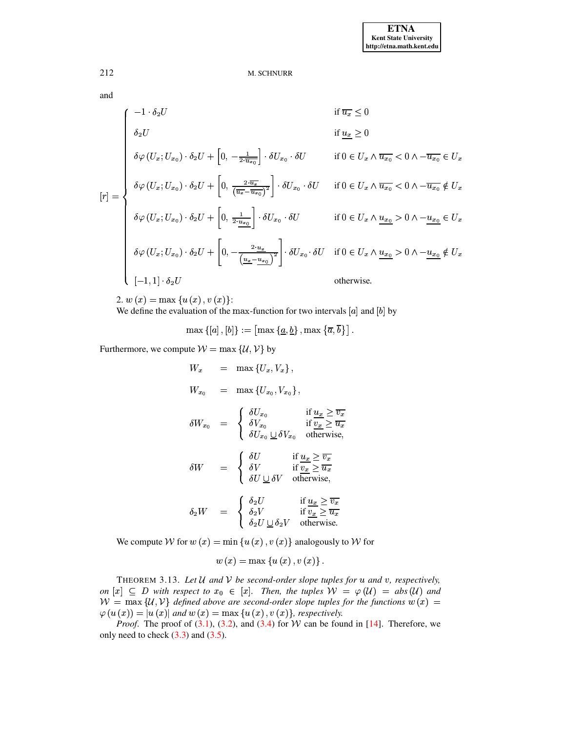and

$$
[r] = \begin{cases}
-1 \cdot \delta_2 U & \text{if } \overline{u_x} \leq 0 \\
\delta_2 U & \text{if } \underline{u_x} \geq 0 \\
\delta\varphi\left(U_x; U_{x_0}\right) \cdot \delta_2 U + \left[0,\ -\frac{1}{2 \cdot \overline{u_{x_0}}}\right] \cdot \delta U_{x_0} \cdot \delta U & \text{if } 0 \in U_x \wedge \overline{u_{x_0}} < 0 \wedge -\overline{u_{x_0}} \in U_x \\
\delta\varphi\left(U_x; U_{x_0}\right) \cdot \delta_2 U + \left[0,\ \frac{2 \cdot \overline{u_x}}{\left(\overline{u_x} - \overline{u_{x_0}}\right)^2}\right] \cdot \delta U_{x_0} \cdot \delta U & \text{if } 0 \in U_x \wedge \overline{u_{x_0}} < 0 \wedge -\overline{u_{x_0}} \notin U_x \\
\delta\varphi\left(U_x; U_{x_0}\right) \cdot \delta_2 U + \left[0,\ \frac{1}{2 \cdot \underline{u_{x_0}}}\right] \cdot \delta U_{x_0} \cdot \delta U & \text{if } 0 \in U_x \wedge \underline{u_{x_0}} > 0 \wedge -\underline{u_{x_0}} \in U_x \\
\delta\varphi\left(U_x; U_{x_0}\right) \cdot \delta_2 U + \left[0, -\frac{2 \cdot \underline{u_x}}{\left(\underline{u_x} - \underline{u_{x_0}}\right)^2}\right] \cdot \delta U_{x_0} \cdot \delta U & \text{if } 0 \in U_x \wedge \underline{u_{x_0}} > 0 \wedge -\underline{u_{x_0}} \notin U_x \\
[-1, 1] \cdot \delta_2 U & \text{otherwise.}
\end{cases}
$$

2. $w(x) = \max\{u(x), v(x)\}$:
We define the evaluation of the max-function for two intervals $[a]$ and $[b]$ by

$$
\max\{[a], [b]\} := \left[\max\{\underline{a}, \underline{b}\}, \max\{\overline{a}, \overline{b}\}\right].
$$

Furthermore, we compute $\mathcal{W} = \max\{\mathcal{U}, \mathcal{V}\}$ by

$$
\begin{aligned}
W_x &= \max\{U_x, V_x\}, \\
W_{x_0} &= \max\{U_{x_0}, V_{x_0}\}, \\
\delta W_{x_0} &= \begin{cases} \delta U_{x_0} & \text{if } \underline{u_x} \geq \overline{v_x} \\ \delta V_{x_0} & \text{if } \underline{v_x} \geq \overline{u_x} \\ \delta U_{x_0} \,\underline{\cup}\, \delta V_{x_0} & \text{otherwise,} \end{cases} \\
\delta W &= \begin{cases} \delta U & \text{if } \underline{u_x} \geq \overline{v_x} \\ \delta V & \text{if } \underline{v_x} \geq \overline{u_x} \\ \delta U \,\underline{\cup}\, \delta V & \text{otherwise,} \end{cases} \\
\delta_2 W &= \begin{cases} \delta_2 U & \text{if } \underline{u_x} \geq \overline{v_x} \\ \delta_2 V & \text{if } \underline{v_x} \geq \overline{u_x} \\ \delta_2 U \,\underline{\cup}\, \delta_2 V & \text{otherwise.} \end{cases}
\end{aligned}
$$

We compute $\mathcal{W}$ for $w(x) = \min\{u(x), v(x)\}$ analogously to $\mathcal{W}$ for

$$
w(x) = \max\{u(x), v(x)\}.
$$

THEOREM 3.13. *Let $\mathcal{U}$ and $\mathcal{V}$ be second-order slope tuples for $u$ and $v$, respectively, on $[x] \subseteq D$ with respect to $x_0 \in [x]$. Then, the tuples $\mathcal{W} = \varphi(\mathcal{U}) = abs(\mathcal{U})$ and $\mathcal{W} = \max\{\mathcal{U}, \mathcal{V}\}$ defined above are second-order slope tuples for the functions $w(x) = \varphi(u(x)) = |u(x)|$ and $w(x) = \max\{u(x), v(x)\}$, respectively.*

*Proof.* The proof of (3.1), (3.2), and (3.4) for $\mathcal{W}$ can be found in [14]. Therefore, we only need to check (3.3) and (3.5).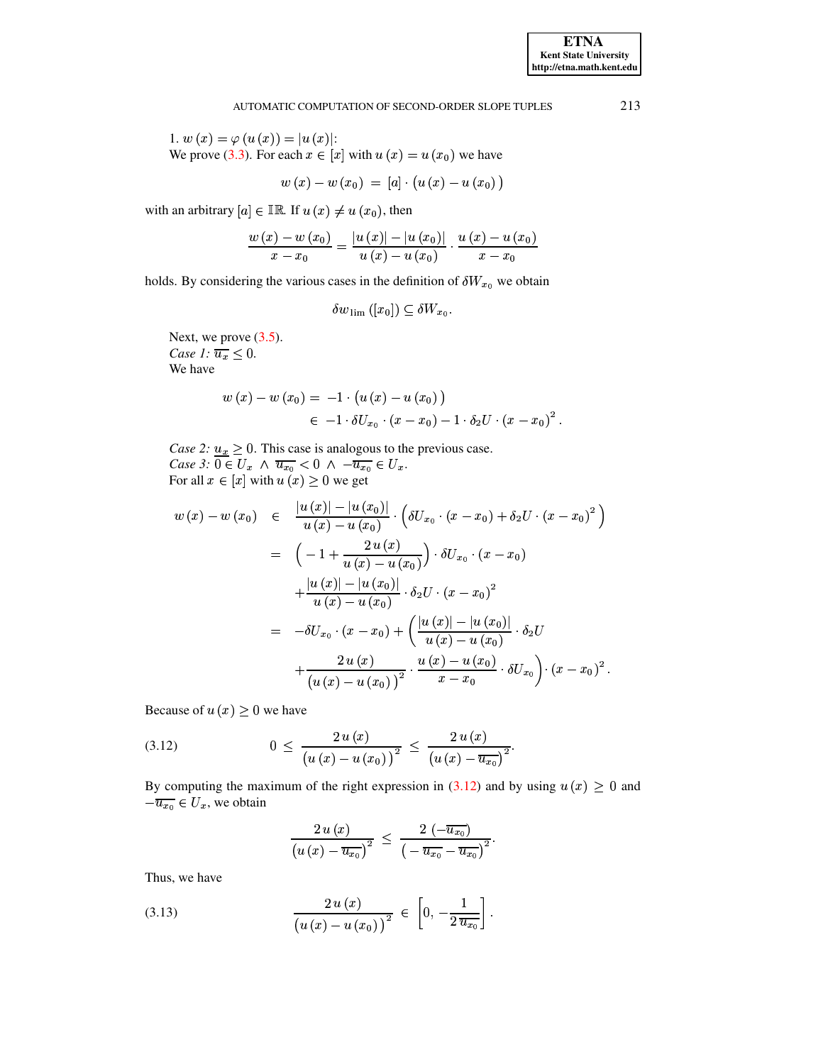1. $w(x) = \varphi(u(x)) = |u(x)|$:
We prove (3.3). For each $x \in [x]$ with $u(x) = u(x_0)$ we have

$$w(x) - w(x_0) \;=\; [a] \cdot \big(u(x) - u(x_0)\big)$$

with an arbitrary $[a] \in \mathbb{IR}$. If $u(x) \neq u(x_0)$, then

$$\frac{w(x) - w(x_0)}{x - x_0} = \frac{|u(x)| - |u(x_0)|}{u(x) - u(x_0)} \cdot \frac{u(x) - u(x_0)}{x - x_0}$$

holds. By considering the various cases in the definition of $\delta W_{x_0}$ we obtain

$$\delta w_{\text{lim}}([x_0]) \subseteq \delta W_{x_0}.$$

Next, we prove (3.5).
*Case 1:* $\overline{u_x} \leq 0$.
We have

$$\begin{aligned} w(x) - w(x_0) &= -1 \cdot \big(u(x) - u(x_0)\big) \\ &\in -1 \cdot \delta U_{x_0} \cdot (x - x_0) - 1 \cdot \delta_2 U \cdot (x - x_0)^2 . \end{aligned}$$

*Case 2:* $\underline{u_x} \geq 0$. This case is analogous to the previous case.
*Case 3:* $0 \in U_x \;\wedge\; \overline{u_{x_0}} < 0 \;\wedge\; -\overline{u_{x_0}} \in U_x$.
For all $x \in [x]$ with $u(x) \geq 0$ we get

$$\begin{aligned} w(x) - w(x_0) \;&\in\; \frac{|u(x)| - |u(x_0)|}{u(x) - u(x_0)} \cdot \Big(\delta U_{x_0} \cdot (x - x_0) + \delta_2 U \cdot (x - x_0)^2\Big) \\ &=\; \Big(-1 + \frac{2\,u(x)}{u(x) - u(x_0)}\Big) \cdot \delta U_{x_0} \cdot (x - x_0) \\ &\quad + \frac{|u(x)| - |u(x_0)|}{u(x) - u(x_0)} \cdot \delta_2 U \cdot (x - x_0)^2 \\ &=\; -\delta U_{x_0} \cdot (x - x_0) + \Big(\frac{|u(x)| - |u(x_0)|}{u(x) - u(x_0)} \cdot \delta_2 U \\ &\quad + \frac{2\,u(x)}{\big(u(x) - u(x_0)\big)^2} \cdot \frac{u(x) - u(x_0)}{x - x_0} \cdot \delta U_{x_0}\Big) \cdot (x - x_0)^2 . \end{aligned}$$

Because of $u(x) \geq 0$ we have

$$0 \;\leq\; \frac{2\,u(x)}{\big(u(x) - u(x_0)\big)^2} \;\leq\; \frac{2\,u(x)}{\big(u(x) - \overline{u_{x_0}}\big)^2}. \tag{3.12}$$

By computing the maximum of the right expression in (3.12) and by using $u(x) \geq 0$ and $-\overline{u_{x_0}} \in U_x$, we obtain

$$\frac{2\,u(x)}{\big(u(x) - \overline{u_{x_0}}\big)^2} \;\leq\; \frac{2\,(-\overline{u_{x_0}})}{\big(-\overline{u_{x_0}} - \overline{u_{x_0}}\big)^2}.$$

Thus, we have

$$\frac{2\,u(x)}{\big(u(x) - u(x_0)\big)^2} \;\in\; \left[0,\, -\frac{1}{2\,\overline{u_{x_0}}}\right]. \tag{3.13}$$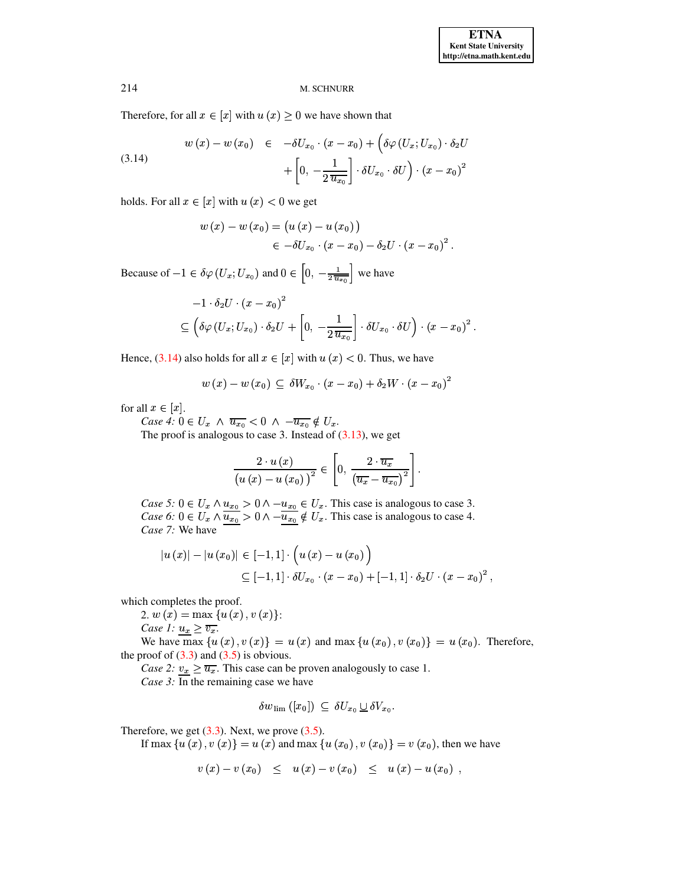Therefore, for all $x \in [x]$ with $u(x) \geq 0$ we have shown that

$$
\begin{aligned}
w(x) - w(x_0) \quad &\in \quad -\delta U_{x_0} \cdot (x - x_0) + \Big(\delta\varphi(U_x; U_{x_0}) \cdot \delta_2 U \\
&\qquad + \left[0,\ -\frac{1}{2\,\overline{u_{x_0}}}\right] \cdot \delta U_{x_0} \cdot \delta U\Big) \cdot (x - x_0)^2
\end{aligned}
\tag{3.14}
$$

holds. For all $x \in [x]$ with $u(x) < 0$ we get

$$
\begin{aligned}
w(x) - w(x_0) &= \big(u(x) - u(x_0)\big) \\
&\in -\delta U_{x_0} \cdot (x - x_0) - \delta_2 U \cdot (x - x_0)^2 .
\end{aligned}
$$

Because of $-1 \in \delta\varphi(U_x; U_{x_0})$ and $0 \in \left[0,\ -\frac{1}{2\,\overline{u_{x_0}}}\right]$ we have

$$
\begin{aligned}
&-1 \cdot \delta_2 U \cdot (x - x_0)^2 \\
&\subseteq \Big(\delta\varphi(U_x; U_{x_0}) \cdot \delta_2 U + \left[0,\ -\frac{1}{2\,\overline{u_{x_0}}}\right] \cdot \delta U_{x_0} \cdot \delta U\Big) \cdot (x - x_0)^2 .
\end{aligned}
$$

Hence, (3.14) also holds for all $x \in [x]$ with $u(x) < 0$. Thus, we have

$$
w(x) - w(x_0) \subseteq \delta W_{x_0} \cdot (x - x_0) + \delta_2 W \cdot (x - x_0)^2
$$

for all $x \in [x]$.

*Case 4:* $0 \in U_x \ \wedge\ \overline{u_{x_0}} < 0 \ \wedge\ -\overline{u_{x_0}} \notin U_x$.

The proof is analogous to case 3. Instead of (3.13), we get

$$
\frac{2 \cdot u(x)}{\big(u(x) - u(x_0)\big)^2} \in \left[0,\ \frac{2 \cdot \overline{u_x}}{\left(\overline{u_x} - \overline{u_{x_0}}\right)^2}\right].
$$

*Case 5:* $0 \in U_x \wedge \underline{u_{x_0}} > 0 \wedge -\underline{u_{x_0}} \in U_x$. This case is analogous to case 3.

*Case 6:* $0 \in U_x \wedge \underline{u_{x_0}} > 0 \wedge -\underline{u_{x_0}} \notin U_x$. This case is analogous to case 4.

*Case 7:* We have

$$
\begin{aligned}
|u(x)| - |u(x_0)| &\in [-1, 1] \cdot \Big(u(x) - u(x_0)\Big) \\
&\subseteq [-1, 1] \cdot \delta U_{x_0} \cdot (x - x_0) + [-1, 1] \cdot \delta_2 U \cdot (x - x_0)^2 ,
\end{aligned}
$$

which completes the proof.

2. $w(x) = \max\{u(x), v(x)\}$:

*Case 1:* $\underline{u_x} \geq \overline{v_x}$.

We have $\max\{u(x), v(x)\} = u(x)$ and $\max\{u(x_0), v(x_0)\} = u(x_0)$. Therefore, the proof of (3.3) and (3.5) is obvious.

*Case 2:* $\underline{v_x} \geq \overline{u_x}$. This case can be proven analogously to case 1.

*Case 3:* In the remaining case we have

$$
\delta w_{\lim}([x_0]) \subseteq \delta U_{x_0} \underline{\cup} \delta V_{x_0}.
$$

Therefore, we get (3.3). Next, we prove (3.5).

If $\max\{u(x), v(x)\} = u(x)$ and $\max\{u(x_0), v(x_0)\} = v(x_0)$, then we have

$$
v(x) - v(x_0) \quad \leq \quad u(x) - v(x_0) \quad \leq \quad u(x) - u(x_0) \ ,
$$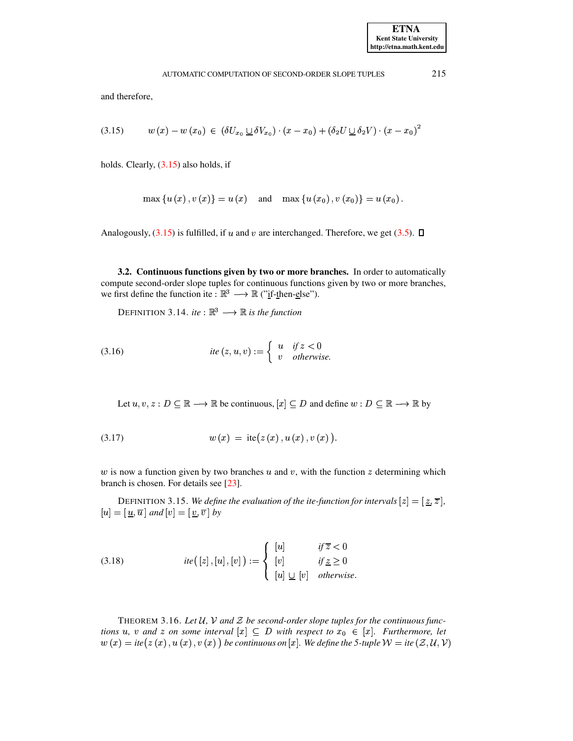and therefore,

$$w(x) - w(x_0) \in (\delta U_{x_0} \underline{\cup} \delta V_{x_0}) \cdot (x - x_0) + (\delta_2 U \underline{\cup} \delta_2 V) \cdot (x - x_0)^2 \tag{3.15}$$

holds. Clearly, (3.15) also holds, if

$$\max\{u(x), v(x)\} = u(x) \quad \text{and} \quad \max\{u(x_0), v(x_0)\} = u(x_0).$$

Analogously, (3.15) is fulfilled, if $u$ and $v$ are interchanged. Therefore, we get (3.5). ◻

**3.2. Continuous functions given by two or more branches.** In order to automatically compute second-order slope tuples for continuous functions given by two or more branches, we first define the function ite : $\mathbb{R}^3 \longrightarrow \mathbb{R}$ ("if-then-else").

DEFINITION 3.14. *ite* : $\mathbb{R}^3 \longrightarrow \mathbb{R}$ *is the function*

$$ite(z, u, v) := \begin{cases} u & \text{if } z < 0 \\ v & \text{otherwise.} \end{cases} \tag{3.16}$$

Let $u, v, z : D \subseteq \mathbb{R} \longrightarrow \mathbb{R}$ be continuous, $[x] \subseteq D$ and define $w : D \subseteq \mathbb{R} \longrightarrow \mathbb{R}$ by

$$w(x) = \text{ite}\big(z(x), u(x), v(x)\big). \tag{3.17}$$

$w$ is now a function given by two branches $u$ and $v$, with the function $z$ determining which branch is chosen. For details see [23].

DEFINITION 3.15. *We define the evaluation of the ite-function for intervals* $[z] = [\underline{z}, \overline{z}]$, $[u] = [\underline{u}, \overline{u}]$ *and* $[v] = [\underline{v}, \overline{v}]$ *by*

$$ite\big([z], [u], [v]\big) := \begin{cases} [u] & \text{if } \overline{z} < 0 \\ [v] & \text{if } \underline{z} \geq 0 \\ [u] \underline{\cup} [v] & \text{otherwise.} \end{cases} \tag{3.18}$$

THEOREM 3.16. *Let* $\mathcal{U}$, $\mathcal{V}$ *and* $\mathcal{Z}$ *be second-order slope tuples for the continuous functions* $u$, $v$ *and* $z$ *on some interval* $[x] \subseteq D$ *with respect to* $x_0 \in [x]$. *Furthermore, let* $w(x) = ite\big(z(x), u(x), v(x)\big)$ *be continuous on* $[x]$. *We define the 5-tuple* $\mathcal{W} = ite(\mathcal{Z}, \mathcal{U}, \mathcal{V})$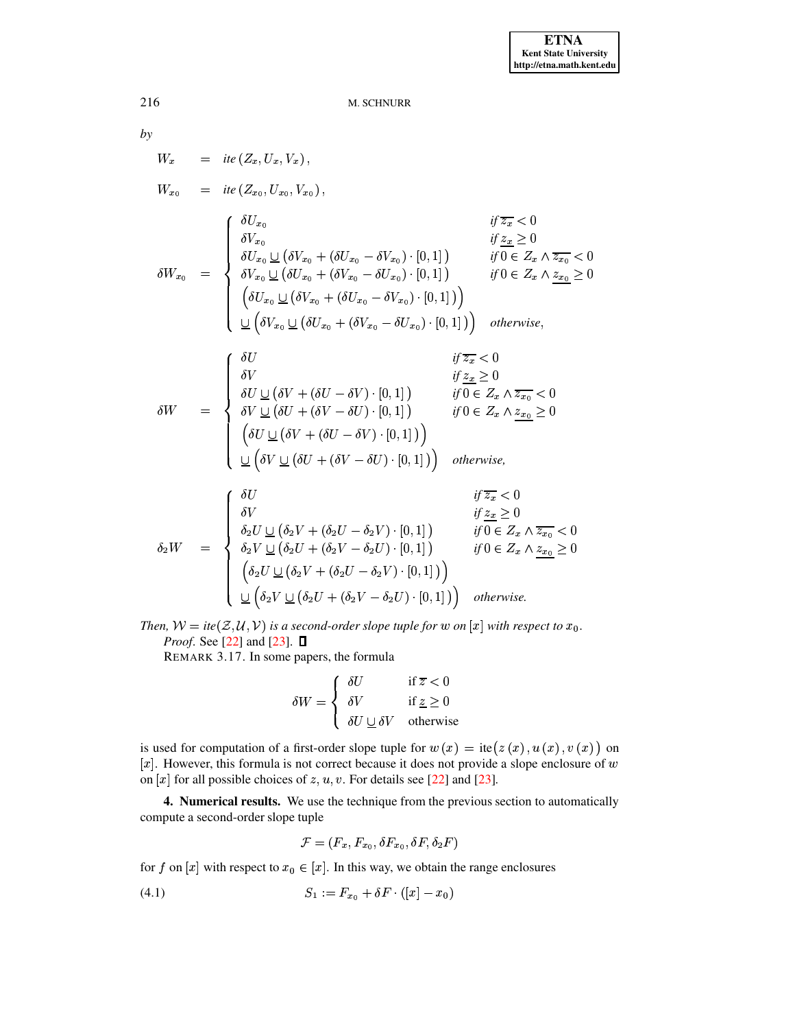*by*

$$
\begin{aligned}
W_x &= \textit{ite}\left(Z_x, U_x, V_x\right), \\
W_{x_0} &= \textit{ite}\left(Z_{x_0}, U_{x_0}, V_{x_0}\right),
\end{aligned}
$$

$$
\delta W_{x_0} = \begin{cases}
\delta U_{x_0} & \textit{if } \overline{z_x} < 0 \\
\delta V_{x_0} & \textit{if } \underline{z_x} \geq 0 \\
\delta U_{x_0} \,\underline{\cup}\, \left(\delta V_{x_0} + (\delta U_{x_0} - \delta V_{x_0}) \cdot [0,1]\right) & \textit{if } 0 \in Z_x \wedge \overline{z_{x_0}} < 0 \\
\delta V_{x_0} \,\underline{\cup}\, \left(\delta U_{x_0} + (\delta V_{x_0} - \delta U_{x_0}) \cdot [0,1]\right) & \textit{if } 0 \in Z_x \wedge \underline{z_{x_0}} \geq 0 \\
\Big(\delta U_{x_0} \,\underline{\cup}\, \left(\delta V_{x_0} + (\delta U_{x_0} - \delta V_{x_0}) \cdot [0,1]\right)\Big) & \\
\,\underline{\cup}\, \Big(\delta V_{x_0} \,\underline{\cup}\, \left(\delta U_{x_0} + (\delta V_{x_0} - \delta U_{x_0}) \cdot [0,1]\right)\Big) & \textit{otherwise},
\end{cases}
$$

$$
\delta W = \begin{cases}
\delta U & \textit{if } \overline{z_x} < 0 \\
\delta V & \textit{if } \underline{z_x} \geq 0 \\
\delta U \,\underline{\cup}\, \left(\delta V + (\delta U - \delta V) \cdot [0,1]\right) & \textit{if } 0 \in Z_x \wedge \overline{z_{x_0}} < 0 \\
\delta V \,\underline{\cup}\, \left(\delta U + (\delta V - \delta U) \cdot [0,1]\right) & \textit{if } 0 \in Z_x \wedge \underline{z_{x_0}} \geq 0 \\
\Big(\delta U \,\underline{\cup}\, \left(\delta V + (\delta U - \delta V) \cdot [0,1]\right)\Big) & \\
\,\underline{\cup}\, \Big(\delta V \,\underline{\cup}\, \left(\delta U + (\delta V - \delta U) \cdot [0,1]\right)\Big) & \textit{otherwise},
\end{cases}
$$

$$
\delta_2 W = \begin{cases}
\delta U & \textit{if } \overline{z_x} < 0 \\
\delta V & \textit{if } \underline{z_x} \geq 0 \\
\delta_2 U \,\underline{\cup}\, \left(\delta_2 V + (\delta_2 U - \delta_2 V) \cdot [0,1]\right) & \textit{if } 0 \in Z_x \wedge \overline{z_{x_0}} < 0 \\
\delta_2 V \,\underline{\cup}\, \left(\delta_2 U + (\delta_2 V - \delta_2 U) \cdot [0,1]\right) & \textit{if } 0 \in Z_x \wedge \underline{z_{x_0}} \geq 0 \\
\Big(\delta_2 U \,\underline{\cup}\, \left(\delta_2 V + (\delta_2 U - \delta_2 V) \cdot [0,1]\right)\Big) & \\
\,\underline{\cup}\, \Big(\delta_2 V \,\underline{\cup}\, \left(\delta_2 U + (\delta_2 V - \delta_2 U) \cdot [0,1]\right)\Big) & \textit{otherwise}.
\end{cases}
$$

*Then, $\mathcal{W} = ite(\mathcal{Z}, \mathcal{U}, \mathcal{V})$ is a second-order slope tuple for $w$ on $[x]$ with respect to $x_0$.*

*Proof.* See [22] and [23]. ∎

REMARK 3.17. In some papers, the formula

$$
\delta W = \begin{cases}
\delta U & \text{if } \overline{z} < 0 \\
\delta V & \text{if } \underline{z} \geq 0 \\
\delta U \,\underline{\cup}\, \delta V & \text{otherwise}
\end{cases}
$$

is used for computation of a first-order slope tuple for $w(x) = \text{ite}\big(z(x), u(x), v(x)\big)$ on $[x]$. However, this formula is not correct because it does not provide a slope enclosure of $w$ on $[x]$ for all possible choices of $z, u, v$. For details see [22] and [23].

**4. Numerical results.** We use the technique from the previous section to automatically compute a second-order slope tuple

$$
\mathcal{F} = (F_x, F_{x_0}, \delta F_{x_0}, \delta F, \delta_2 F)
$$

for $f$ on $[x]$ with respect to $x_0 \in [x]$. In this way, we obtain the range enclosures

$$
S_1 := F_{x_0} + \delta F \cdot ([x] - x_0) \tag{4.1}
$$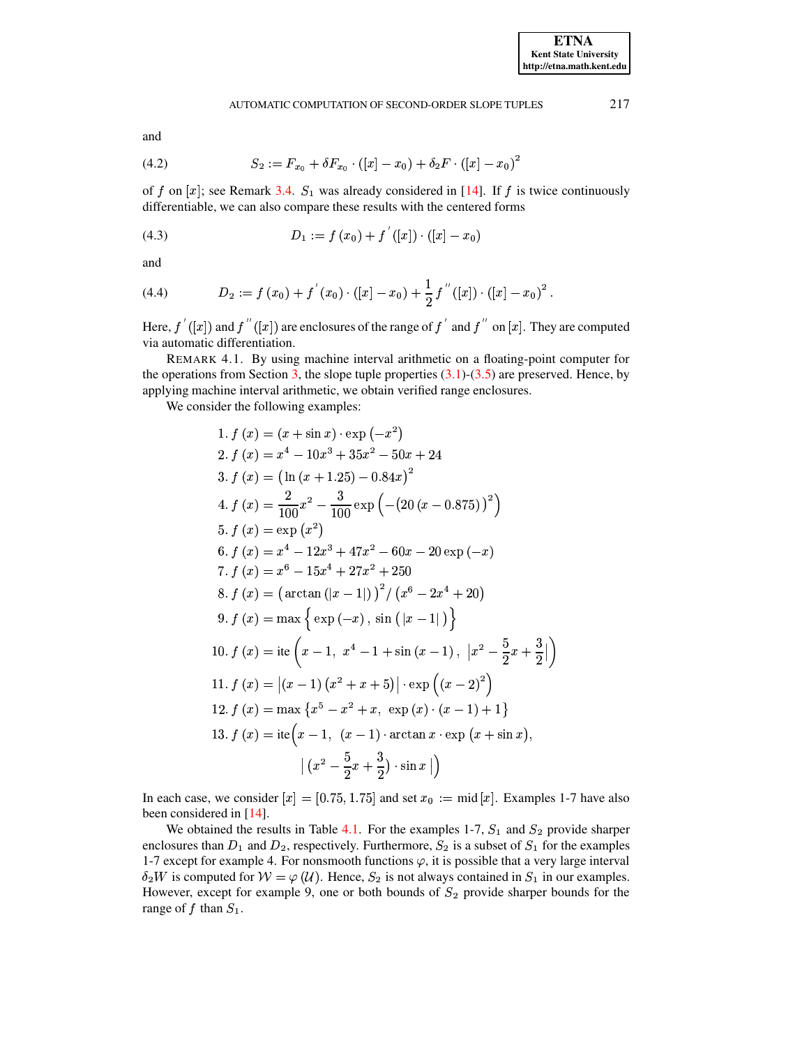and

$$S_2 := F_{x_0} + \delta F_{x_0} \cdot ([x] - x_0) + \delta_2 F \cdot ([x] - x_0)^2 \tag{4.2}$$

of $f$ on $[x]$; see Remark 3.4. $S_1$ was already considered in [14]. If $f$ is twice continuously differentiable, we can also compare these results with the centered forms

$$D_1 := f(x_0) + f^{'}([x]) \cdot ([x] - x_0) \tag{4.3}$$

and

$$D_2 := f(x_0) + f^{'}(x_0) \cdot ([x] - x_0) + \frac{1}{2} f^{''}([x]) \cdot ([x] - x_0)^2 . \tag{4.4}$$

Here, $f^{'}([x])$ and $f^{''}([x])$ are enclosures of the range of $f^{'}$ and $f^{''}$ on $[x]$. They are computed via automatic differentiation.

REMARK 4.1. By using machine interval arithmetic on a floating-point computer for the operations from Section 3, the slope tuple properties (3.1)-(3.5) are preserved. Hence, by applying machine interval arithmetic, we obtain verified range enclosures.

We consider the following examples:

1. $f(x) = (x + \sin x) \cdot \exp(-x^2)$
2. $f(x) = x^4 - 10x^3 + 35x^2 - 50x + 24$
3. $f(x) = (\ln(x + 1.25) - 0.84x)^2$
4. $f(x) = \dfrac{2}{100}x^2 - \dfrac{3}{100}\exp\left(-(20(x - 0.875))^2\right)$
5. $f(x) = \exp(x^2)$
6. $f(x) = x^4 - 12x^3 + 47x^2 - 60x - 20\exp(-x)$
7. $f(x) = x^6 - 15x^4 + 27x^2 + 250$
8. $f(x) = (\arctan(|x - 1|))^2 / (x^6 - 2x^4 + 20)$
9. $f(x) = \max\left\{ \exp(-x), \sin(|x - 1|) \right\}$
10. $f(x) = \operatorname{ite}\left(x - 1,\ x^4 - 1 + \sin(x - 1),\ \left|x^2 - \dfrac{5}{2}x + \dfrac{3}{2}\right|\right)$
11. $f(x) = \left|(x - 1)(x^2 + x + 5)\right| \cdot \exp\left((x - 2)^2\right)$
12. $f(x) = \max\left\{x^5 - x^2 + x,\ \exp(x) \cdot (x - 1) + 1\right\}$
13. $f(x) = \operatorname{ite}\Big(x - 1,\ (x - 1) \cdot \arctan x \cdot \exp(x + \sin x),$
 $\left|\left(x^2 - \dfrac{5}{2}x + \dfrac{3}{2}\right) \cdot \sin x\right|\Big)$

In each case, we consider $[x] = [0.75, 1.75]$ and set $x_0 := \operatorname{mid}[x]$. Examples 1-7 have also been considered in [14].

We obtained the results in Table 4.1. For the examples 1-7, $S_1$ and $S_2$ provide sharper enclosures than $D_1$ and $D_2$, respectively. Furthermore, $S_2$ is a subset of $S_1$ for the examples 1-7 except for example 4. For nonsmooth functions $\varphi$, it is possible that a very large interval $\delta_2 W$ is computed for $\mathcal{W} = \varphi(\mathcal{U})$. Hence, $S_2$ is not always contained in $S_1$ in our examples. However, except for example 9, one or both bounds of $S_2$ provide sharper bounds for the range of $f$ than $S_1$.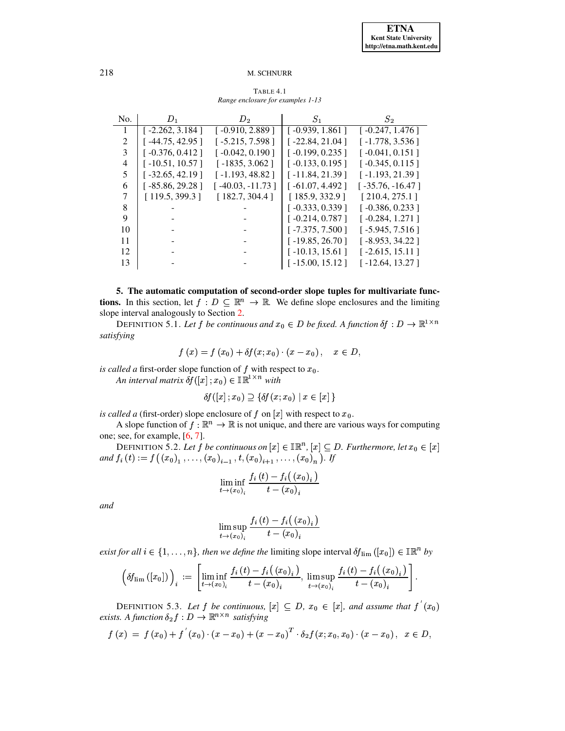TABLE 4.1
*Range enclosure for examples 1-13*

| No. | $D_1$ | $D_2$ | $S_1$ | $S_2$ |
|---|---|---|---|---|
| 1 | [ -2.262, 3.184 ] | [ -0.910, 2.889 ] | [ -0.939, 1.861 ] | [ -0.247, 1.476 ] |
| 2 | [ -44.75, 42.95 ] | [ -5.215, 7.598 ] | [ -22.84, 21.04 ] | [ -1.778, 3.536 ] |
| 3 | [ -0.376, 0.412 ] | [ -0.042, 0.190 ] | [ -0.199, 0.235 ] | [ -0.041, 0.151 ] |
| 4 | [ -10.51, 10.57 ] | [ -1835, 3.062 ] | [ -0.133, 0.195 ] | [ -0.345, 0.115 ] |
| 5 | [ -32.65, 42.19 ] | [ -1.193, 48.82 ] | [ -11.84, 21.39 ] | [ -1.193, 21.39 ] |
| 6 | [ -85.86, 29.28 ] | [ -40.03, -11.73 ] | [ -61.07, 4.492 ] | [ -35.76, -16.47 ] |
| 7 | [ 119.5, 399.3 ] | [ 182.7, 304.4 ] | [ 185.9, 332.9 ] | [ 210.4, 275.1 ] |
| 8 | - | - | [ -0.333, 0.339 ] | [ -0.386, 0.233 ] |
| 9 | - | - | [ -0.214, 0.787 ] | [ -0.284, 1.271 ] |
| 10 | - | - | [ -7.375, 7.500 ] | [ -5.945, 7.516 ] |
| 11 | - | - | [ -19.85, 26.70 ] | [ -8.953, 34.22 ] |
| 12 | - | - | [ -10.13, 15.61 ] | [ -2.615, 15.11 ] |
| 13 | - | - | [ -15.00, 15.12 ] | [ -12.64, 13.27 ] |

**5. The automatic computation of second-order slope tuples for multivariate functions.** In this section, let $f : D \subseteq \mathbb{R}^n \to \mathbb{R}$. We define slope enclosures and the limiting slope interval analogously to Section 2.

DEFINITION 5.1. *Let $f$ be continuous and $x_0 \in D$ be fixed. A function $\delta f : D \to \mathbb{R}^{1\times n}$ satisfying*

$$f(x) = f(x_0) + \delta f(x; x_0) \cdot (x - x_0), \quad x \in D,$$

*is called a* first-order slope function of $f$ with respect to $x_0$.

*An interval matrix $\delta f([x]; x_0) \in \mathbb{IR}^{1\times n}$ with*

$$\delta f([x]; x_0) \supseteq \{\delta f(x; x_0) \mid x \in [x]\}$$

*is called a* (first-order) slope enclosure of $f$ on $[x]$ with respect to $x_0$.

A slope function of $f : \mathbb{R}^n \to \mathbb{R}$ is not unique, and there are various ways for computing one; see, for example, [6, 7].

DEFINITION 5.2. *Let $f$ be continuous on $[x] \in \mathbb{IR}^n$, $[x] \subseteq D$. Furthermore, let $x_0 \in [x]$ and $f_i(t) := f\big((x_0)_1, \ldots, (x_0)_{i-1}, t, (x_0)_{i+1}, \ldots, (x_0)_n\big)$. If*

$$\liminf_{t\to(x_0)_i} \frac{f_i(t) - f_i\big((x_0)_i\big)}{t - (x_0)_i}$$

*and*

$$\limsup_{t\to(x_0)_i} \frac{f_i(t) - f_i\big((x_0)_i\big)}{t - (x_0)_i}$$

*exist for all $i \in \{1, \ldots, n\}$, then we define the* limiting slope interval $\delta f_{\lim}([x_0]) \in \mathbb{IR}^n$ *by*

$$\Big(\delta f_{\lim}([x_0])\Big)_i := \left[\liminf_{t\to(x_0)_i} \frac{f_i(t) - f_i\big((x_0)_i\big)}{t - (x_0)_i},\ \limsup_{t\to(x_0)_i} \frac{f_i(t) - f_i\big((x_0)_i\big)}{t - (x_0)_i}\right].$$

DEFINITION 5.3. *Let $f$ be continuous, $[x] \subseteq D$, $x_0 \in [x]$, and assume that $f'(x_0)$ exists. A function $\delta_2 f : D \to \mathbb{R}^{n\times n}$ satisfying*

$$f(x) = f(x_0) + f'(x_0) \cdot (x - x_0) + (x - x_0)^T \cdot \delta_2 f(x; x_0, x_0) \cdot (x - x_0), \ \ x \in D,$$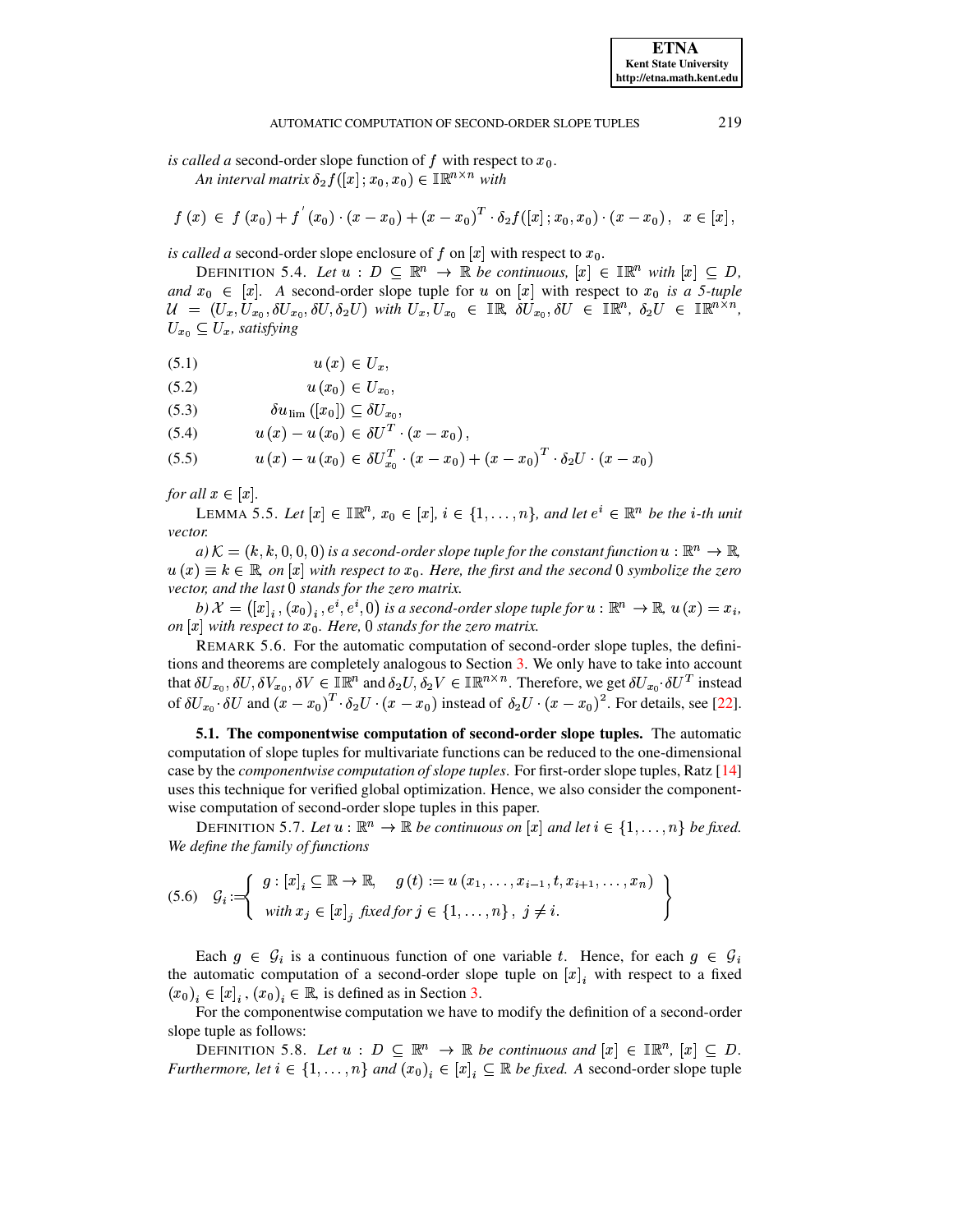*is called a* second-order slope function of $f$ with respect to $x_0$.

*An interval matrix* $\delta_2 f([x]; x_0, x_0) \in \mathbb{IR}^{n\times n}$ *with*

$$f(x) \in f(x_0) + f'(x_0)\cdot(x - x_0) + (x - x_0)^T \cdot \delta_2 f([x]; x_0, x_0)\cdot(x - x_0), \quad x \in [x],$$

*is called a* second-order slope enclosure of $f$ on $[x]$ with respect to $x_0$.

DEFINITION 5.4. *Let* $u : D \subseteq \mathbb{R}^n \to \mathbb{R}$ *be continuous,* $[x] \in \mathbb{IR}^n$ *with* $[x] \subseteq D$, *and* $x_0 \in [x]$. *A* second-order slope tuple for $u$ on $[x]$ with respect to $x_0$ *is a 5-tuple* $\mathcal{U} = (U_x, U_{x_0}, \delta U_{x_0}, \delta U, \delta_2 U)$ *with* $U_x, U_{x_0} \in \mathbb{IR}$, $\delta U_{x_0}, \delta U \in \mathbb{IR}^n$, $\delta_2 U \in \mathbb{IR}^{n\times n}$, $U_{x_0} \subseteq U_x$, *satisfying*

$$u(x) \in U_x, \tag{5.1}$$

$$u(x_0) \in U_{x_0}, \tag{5.2}$$

$$\delta u_{\lim}([x_0]) \subseteq \delta U_{x_0}, \tag{5.3}$$

$$u(x) - u(x_0) \in \delta U^T \cdot (x - x_0), \tag{5.4}$$

$$u(x) - u(x_0) \in \delta U_{x_0}^T \cdot (x - x_0) + (x - x_0)^T \cdot \delta_2 U \cdot (x - x_0) \tag{5.5}$$

*for all* $x \in [x]$.

LEMMA 5.5. *Let* $[x] \in \mathbb{IR}^n$, $x_0 \in [x]$, $i \in \{1, \ldots, n\}$, *and let* $e^i \in \mathbb{R}^n$ *be the* $i$*-th unit vector.*

*a)* $\mathcal{K} = (k, k, 0, 0, 0)$ *is a second-order slope tuple for the constant function* $u : \mathbb{R}^n \to \mathbb{R}$, $u(x) \equiv k \in \mathbb{R}$, *on* $[x]$ *with respect to* $x_0$. *Here, the first and the second* $0$ *symbolize the zero vector, and the last* $0$ *stands for the zero matrix.*

*b)* $\mathcal{X} = \left([x]_i, (x_0)_i, e^i, e^i, 0\right)$ *is a second-order slope tuple for* $u : \mathbb{R}^n \to \mathbb{R}$, $u(x) = x_i$, *on* $[x]$ *with respect to* $x_0$. *Here,* $0$ *stands for the zero matrix.*

REMARK 5.6. For the automatic computation of second-order slope tuples, the definitions and theorems are completely analogous to Section 3. We only have to take into account that $\delta U_{x_0}, \delta U, \delta V_{x_0}, \delta V \in \mathbb{IR}^n$ and $\delta_2 U, \delta_2 V \in \mathbb{IR}^{n\times n}$. Therefore, we get $\delta U_{x_0} \cdot \delta U^T$ instead of $\delta U_{x_0} \cdot \delta U$ and $(x - x_0)^T \cdot \delta_2 U \cdot (x - x_0)$ instead of $\delta_2 U \cdot (x - x_0)^2$. For details, see [22].

**5.1. The componentwise computation of second-order slope tuples.** The automatic computation of slope tuples for multivariate functions can be reduced to the one-dimensional case by the *componentwise computation of slope tuples*. For first-order slope tuples, Ratz [14] uses this technique for verified global optimization. Hence, we also consider the componentwise computation of second-order slope tuples in this paper.

DEFINITION 5.7. *Let* $u : \mathbb{R}^n \to \mathbb{R}$ *be continuous on* $[x]$ *and let* $i \in \{1, \ldots, n\}$ *be fixed. We define the family of functions*

$$\mathcal{G}_i := \left\{ \begin{array}{ll} g : [x]_i \subseteq \mathbb{R} \to \mathbb{R}, & g(t) := u(x_1, \ldots, x_{i-1}, t, x_{i+1}, \ldots, x_n) \\ \text{with } x_j \in [x]_j \text{ fixed for } j \in \{1, \ldots, n\}, \ j \neq i. & \end{array} \right\} \tag{5.6}$$

Each $g \in \mathcal{G}_i$ is a continuous function of one variable $t$. Hence, for each $g \in \mathcal{G}_i$ the automatic computation of a second-order slope tuple on $[x]_i$ with respect to a fixed $(x_0)_i \in [x]_i$, $(x_0)_i \in \mathbb{R}$, is defined as in Section 3.

For the componentwise computation we have to modify the definition of a second-order slope tuple as follows:

DEFINITION 5.8. *Let* $u : D \subseteq \mathbb{R}^n \to \mathbb{R}$ *be continuous and* $[x] \in \mathbb{IR}^n$, $[x] \subseteq D$. *Furthermore, let* $i \in \{1, \ldots, n\}$ *and* $(x_0)_i \in [x]_i \subseteq \mathbb{R}$ *be fixed. A* second-order slope tuple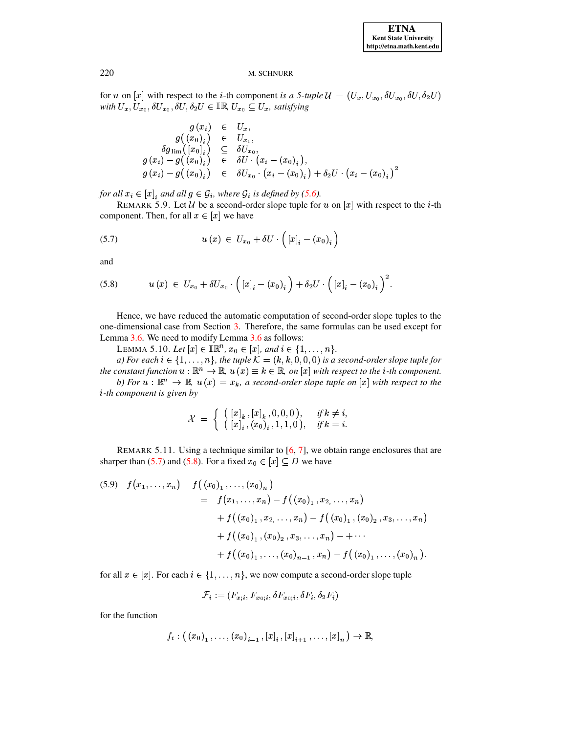for $u$ on $[x]$ with respect to the $i$-th component *is a 5-tuple* $\mathcal{U} = (U_x, U_{x_0}, \delta U_{x_0}, \delta U, \delta_2 U)$ *with* $U_x, U_{x_0}, \delta U_{x_0}, \delta U, \delta_2 U \in \mathbb{IR}$, $U_{x_0} \subseteq U_x$, *satisfying*

$$
\begin{aligned}
g(x_i) &\in U_x, \\
g\big((x_0)_i\big) &\in U_{x_0}, \\
\delta g_{\lim}\big([x_0]_i\big) &\subseteq \delta U_{x_0}, \\
g(x_i) - g\big((x_0)_i\big) &\in \delta U \cdot \big(x_i - (x_0)_i\big), \\
g(x_i) - g\big((x_0)_i\big) &\in \delta U_{x_0} \cdot \big(x_i - (x_0)_i\big) + \delta_2 U \cdot \big(x_i - (x_0)_i\big)^2
\end{aligned}
$$

*for all* $x_i \in [x]_i$ *and all* $g \in \mathcal{G}_i$, *where* $\mathcal{G}_i$ *is defined by (5.6).*

REMARK 5.9. Let $\mathcal{U}$ be a second-order slope tuple for $u$ on $[x]$ with respect to the $i$-th component. Then, for all $x \in [x]$ we have

$$
u(x) \in U_{x_0} + \delta U \cdot \Big([x]_i - (x_0)_i\Big) \tag{5.7}
$$

and

$$
u(x) \in U_{x_0} + \delta U_{x_0} \cdot \Big([x]_i - (x_0)_i\Big) + \delta_2 U \cdot \Big([x]_i - (x_0)_i\Big)^2. \tag{5.8}
$$

Hence, we have reduced the automatic computation of second-order slope tuples to the one-dimensional case from Section 3. Therefore, the same formulas can be used except for Lemma 3.6. We need to modify Lemma 3.6 as follows:

LEMMA 5.10. *Let* $[x] \in \mathbb{IR}^n$, $x_0 \in [x]$, *and* $i \in \{1, \ldots, n\}$.

*a) For each* $i \in \{1, \ldots, n\}$, *the tuple* $\mathcal{K} = (k, k, 0, 0, 0)$ *is a second-order slope tuple for the constant function* $u : \mathbb{R}^n \to \mathbb{R}$, $u(x) \equiv k \in \mathbb{R}$, *on* $[x]$ *with respect to the* $i$*-th component.*

*b) For* $u : \mathbb{R}^n \to \mathbb{R}$, $u(x) = x_k$, *a second-order slope tuple on* $[x]$ *with respect to the* $i$*-th component is given by*

$$
\mathcal{X} = \begin{cases} \big([x]_k, [x]_k, 0, 0, 0\big), & \text{if } k \neq i, \\ \big([x]_i, (x_0)_i, 1, 1, 0\big), & \text{if } k = i. \end{cases}
$$

REMARK 5.11. Using a technique similar to [6, 7], we obtain range enclosures that are sharper than (5.7) and (5.8). For a fixed $x_0 \in [x] \subseteq D$ we have

$$
\begin{aligned}
f(x_1, \ldots, x_n) - f\big((x_0)_1, \ldots, (x_0)_n\big) \\
= \; & f(x_1, \ldots, x_n) - f\big((x_0)_1, x_2, \ldots, x_n\big) \\
& + f\big((x_0)_1, x_2, \ldots, x_n\big) - f\big((x_0)_1, (x_0)_2, x_3, \ldots, x_n\big) \\
& + f\big((x_0)_1, (x_0)_2, x_3, \ldots, x_n\big) - + \cdots \\
& + f\big((x_0)_1, \ldots, (x_0)_{n-1}, x_n\big) - f\big((x_0)_1, \ldots, (x_0)_n\big).
\end{aligned} \tag{5.9}
$$

for all $x \in [x]$. For each $i \in \{1, \ldots, n\}$, we now compute a second-order slope tuple

$$
\mathcal{F}_i := (F_{x;i}, F_{x_0;i}, \delta F_{x_0;i}, \delta F_i, \delta_2 F_i)
$$

for the function

$$
f_i : \big((x_0)_1, \ldots, (x_0)_{i-1}, [x]_i, [x]_{i+1}, \ldots, [x]_n\big) \to \mathbb{R},
$$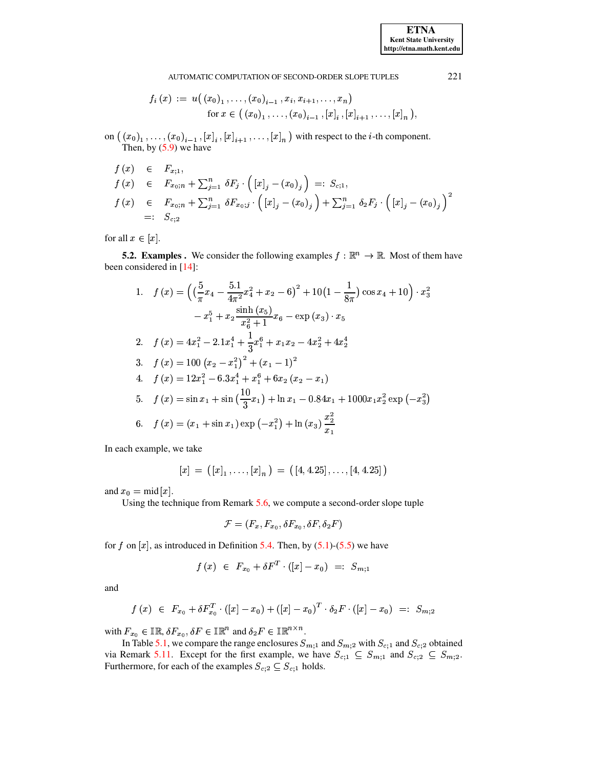$$f_i(x) := u\big( (x_0)_1, \ldots, (x_0)_{i-1}, x_i, x_{i+1}, \ldots, x_n \big)$$
$$\text{for } x \in \big( (x_0)_1, \ldots, (x_0)_{i-1}, [x]_i, [x]_{i+1}, \ldots, [x]_n \big),$$

on $\big( (x_0)_1, \ldots, (x_0)_{i-1}, [x]_i, [x]_{i+1}, \ldots, [x]_n \big)$ with respect to the $i$-th component.

Then, by (5.9) we have

$$
\begin{aligned}
f(x) &\in F_{x;1}, \\
f(x) &\in F_{x_0;n} + \textstyle\sum_{j=1}^{n} \delta F_j \cdot \Big( [x]_j - (x_0)_j \Big) =: S_{c;1}, \\
f(x) &\in F_{x_0;n} + \textstyle\sum_{j=1}^{n} \delta F_{x_0;j} \cdot \Big( [x]_j - (x_0)_j \Big) + \textstyle\sum_{j=1}^{n} \delta_2 F_j \cdot \Big( [x]_j - (x_0)_j \Big)^2 \\
&=: S_{c;2}
\end{aligned}
$$

for all $x \in [x]$.

**5.2. Examples .** We consider the following examples $f : \mathbb{R}^n \to \mathbb{R}$. Most of them have been considered in [14]:

1. $f(x) = \Big( \big(\frac{5}{\pi} x_4 - \frac{5.1}{4\pi^2} x_4^2 + x_2 - 6\big)^2 + 10\big(1 - \frac{1}{8\pi}\big) \cos x_4 + 10 \Big) \cdot x_3^2$
   $\qquad - x_1^5 + x_2 \frac{\sinh(x_5)}{x_6^2 + 1} x_6 - \exp(x_3) \cdot x_5$
2. $f(x) = 4x_1^2 - 2.1x_1^4 + \frac{1}{3} x_1^6 + x_1 x_2 - 4x_2^2 + 4x_2^4$
3. $f(x) = 100\,(x_2 - x_1^2)^2 + (x_1 - 1)^2$
4. $f(x) = 12x_1^2 - 6.3x_1^4 + x_1^6 + 6x_2\,(x_2 - x_1)$
5. $f(x) = \sin x_1 + \sin\big(\frac{10}{3} x_1\big) + \ln x_1 - 0.84x_1 + 1000 x_1 x_2^2 \exp\big(-x_3^2\big)$
6. $f(x) = (x_1 + \sin x_1) \exp\big(-x_1^2\big) + \ln(x_3)\, \frac{x_2^2}{x_1}$

In each example, we take

$$[x] = \big( [x]_1, \ldots, [x]_n \big) = \big( [4, 4.25], \ldots, [4, 4.25] \big)$$

and $x_0 = \operatorname{mid}[x]$.

Using the technique from Remark 5.6, we compute a second-order slope tuple

$$\mathcal{F} = (F_x, F_{x_0}, \delta F_{x_0}, \delta F, \delta_2 F)$$

for $f$ on $[x]$, as introduced in Definition 5.4. Then, by (5.1)-(5.5) we have

$$f(x) \in F_{x_0} + \delta F^T \cdot ([x] - x_0) =: S_{m;1}$$

and

$$f(x) \in F_{x_0} + \delta F_{x_0}^T \cdot ([x] - x_0) + ([x] - x_0)^T \cdot \delta_2 F \cdot ([x] - x_0) =: S_{m;2}$$

with $F_{x_0} \in \mathbb{IR}$, $\delta F_{x_0}, \delta F \in \mathbb{IR}^n$ and $\delta_2 F \in \mathbb{IR}^{n \times n}$.

In Table 5.1, we compare the range enclosures $S_{m;1}$ and $S_{m;2}$ with $S_{c;1}$ and $S_{c;2}$ obtained via Remark 5.11. Except for the first example, we have $S_{c;1} \subseteq S_{m;1}$ and $S_{c;2} \subseteq S_{m;2}$. Furthermore, for each of the examples $S_{c;2} \subseteq S_{c;1}$ holds.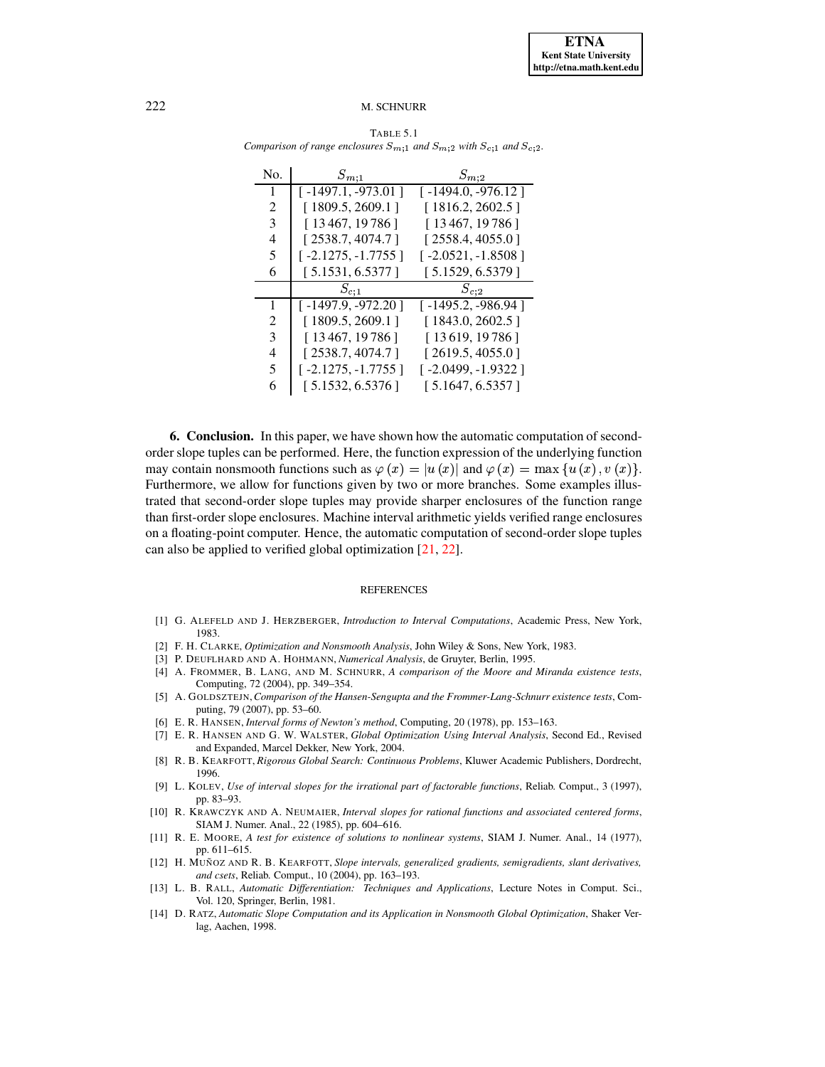TABLE 5.1
*Comparison of range enclosures $S_{m;1}$ and $S_{m;2}$ with $S_{c;1}$ and $S_{c;2}$.*

| No. | $S_{m;1}$ | $S_{m;2}$ |
|---|---|---|
| 1 | [ -1497.1, -973.01 ] | [ -1494.0, -976.12 ] |
| 2 | [ 1809.5, 2609.1 ] | [ 1816.2, 2602.5 ] |
| 3 | [ 13 467, 19 786 ] | [ 13 467, 19 786 ] |
| 4 | [ 2538.7, 4074.7 ] | [ 2558.4, 4055.0 ] |
| 5 | [ -2.1275, -1.7755 ] | [ -2.0521, -1.8508 ] |
| 6 | [ 5.1531, 6.5377 ] | [ 5.1529, 6.5379 ] |
| | $S_{c;1}$ | $S_{c;2}$ |
| 1 | [ -1497.9, -972.20 ] | [ -1495.2, -986.94 ] |
| 2 | [ 1809.5, 2609.1 ] | [ 1843.0, 2602.5 ] |
| 3 | [ 13 467, 19 786 ] | [ 13 619, 19 786 ] |
| 4 | [ 2538.7, 4074.7 ] | [ 2619.5, 4055.0 ] |
| 5 | [ -2.1275, -1.7755 ] | [ -2.0499, -1.9322 ] |
| 6 | [ 5.1532, 6.5376 ] | [ 5.1647, 6.5357 ] |

**6. Conclusion.** In this paper, we have shown how the automatic computation of second-order slope tuples can be performed. Here, the function expression of the underlying function may contain nonsmooth functions such as $\varphi(x) = |u(x)|$ and $\varphi(x) = \max\{u(x), v(x)\}$. Furthermore, we allow for functions given by two or more branches. Some examples illustrated that second-order slope tuples may provide sharper enclosures of the function range than first-order slope enclosures. Machine interval arithmetic yields verified range enclosures on a floating-point computer. Hence, the automatic computation of second-order slope tuples can also be applied to verified global optimization [21, 22].

## REFERENCES

[1] G. ALEFELD AND J. HERZBERGER, *Introduction to Interval Computations*, Academic Press, New York, 1983.

[2] F. H. CLARKE, *Optimization and Nonsmooth Analysis*, John Wiley & Sons, New York, 1983.

[3] P. DEUFLHARD AND A. HOHMANN, *Numerical Analysis*, de Gruyter, Berlin, 1995.

[4] A. FROMMER, B. LANG, AND M. SCHNURR, *A comparison of the Moore and Miranda existence tests*, Computing, 72 (2004), pp. 349–354.

[5] A. GOLDSZTEJN, *Comparison of the Hansen-Sengupta and the Frommer-Lang-Schnurr existence tests*, Computing, 79 (2007), pp. 53–60.

[6] E. R. HANSEN, *Interval forms of Newton's method*, Computing, 20 (1978), pp. 153–163.

[7] E. R. HANSEN AND G. W. WALSTER, *Global Optimization Using Interval Analysis*, Second Ed., Revised and Expanded, Marcel Dekker, New York, 2004.

[8] R. B. KEARFOTT, *Rigorous Global Search: Continuous Problems*, Kluwer Academic Publishers, Dordrecht, 1996.

[9] L. KOLEV, *Use of interval slopes for the irrational part of factorable functions*, Reliab. Comput., 3 (1997), pp. 83–93.

[10] R. KRAWCZYK AND A. NEUMAIER, *Interval slopes for rational functions and associated centered forms*, SIAM J. Numer. Anal., 22 (1985), pp. 604–616.

[11] R. E. MOORE, *A test for existence of solutions to nonlinear systems*, SIAM J. Numer. Anal., 14 (1977), pp. 611–615.

[12] H. MUÑOZ AND R. B. KEARFOTT, *Slope intervals, generalized gradients, semigradients, slant derivatives, and csets*, Reliab. Comput., 10 (2004), pp. 163–193.

[13] L. B. RALL, *Automatic Differentiation: Techniques and Applications*, Lecture Notes in Comput. Sci., Vol. 120, Springer, Berlin, 1981.

[14] D. RATZ, *Automatic Slope Computation and its Application in Nonsmooth Global Optimization*, Shaker Verlag, Aachen, 1998.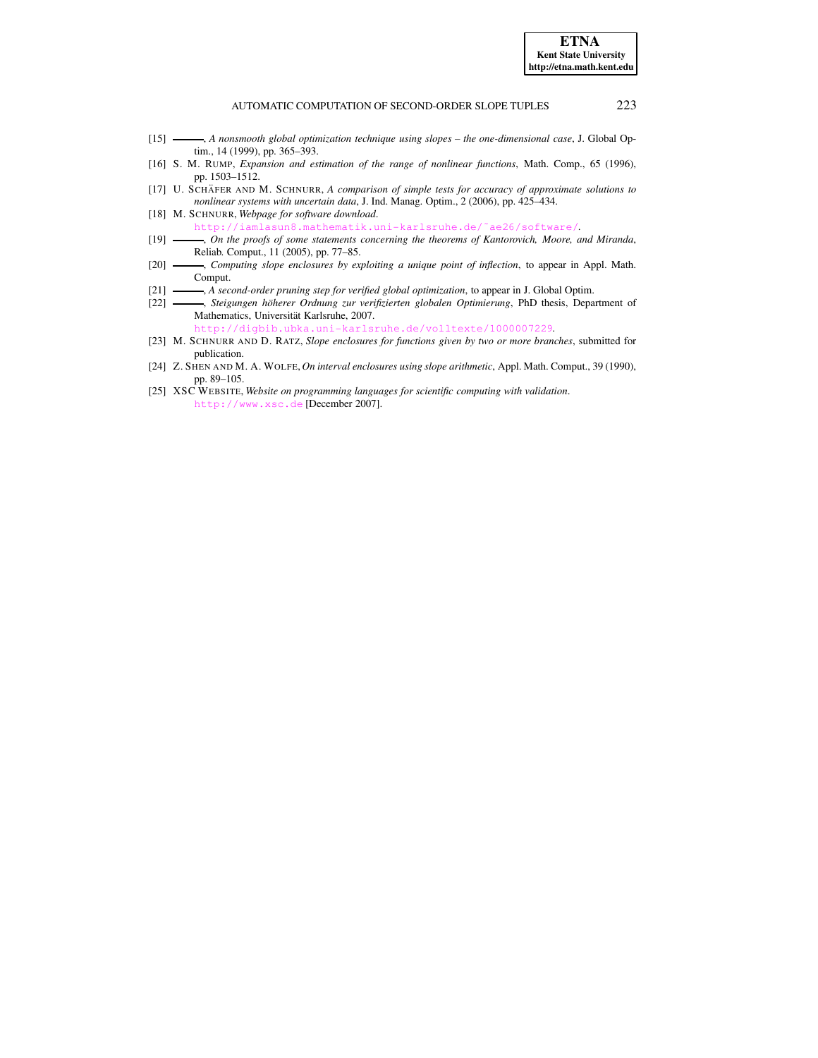[15] ———, *A nonsmooth global optimization technique using slopes – the one-dimensional case*, J. Global Optim., 14 (1999), pp. 365–393.

[16] S. M. RUMP, *Expansion and estimation of the range of nonlinear functions*, Math. Comp., 65 (1996), pp. 1503–1512.

[17] U. SCHÄFER AND M. SCHNURR, *A comparison of simple tests for accuracy of approximate solutions to nonlinear systems with uncertain data*, J. Ind. Manag. Optim., 2 (2006), pp. 425–434.

[18] M. SCHNURR, *Webpage for software download*. http://iamlasun8.mathematik.uni-karlsruhe.de/~ae26/software/.

[19] ———, *On the proofs of some statements concerning the theorems of Kantorovich, Moore, and Miranda*, Reliab. Comput., 11 (2005), pp. 77–85.

[20] ———, *Computing slope enclosures by exploiting a unique point of inflection*, to appear in Appl. Math. Comput.

[21] ———, *A second-order pruning step for verified global optimization*, to appear in J. Global Optim.

[22] ———, *Steigungen höherer Ordnung zur verifizierten globalen Optimierung*, PhD thesis, Department of Mathematics, Universität Karlsruhe, 2007. http://digbib.ubka.uni-karlsruhe.de/volltexte/1000007229.

[23] M. SCHNURR AND D. RATZ, *Slope enclosures for functions given by two or more branches*, submitted for publication.

[24] Z. SHEN AND M. A. WOLFE, *On interval enclosures using slope arithmetic*, Appl. Math. Comput., 39 (1990), pp. 89–105.

[25] XSC WEBSITE, *Website on programming languages for scientific computing with validation*. http://www.xsc.de [December 2007].